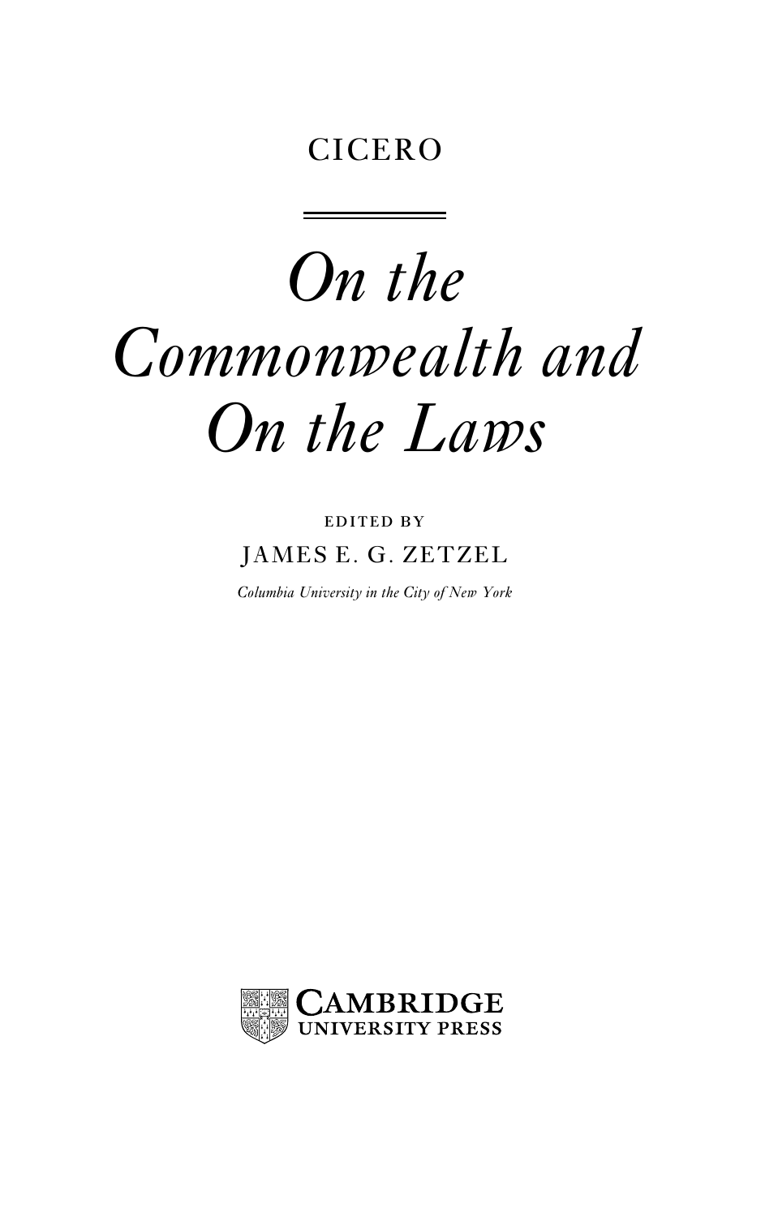CICERO

# *On the Commonwealth and On the Laws*

EDITED BY

JAMES E. G. ZETZEL

*Columbia University in the City of New York*

CAMBRIDGE
UNIVERSITY PRESS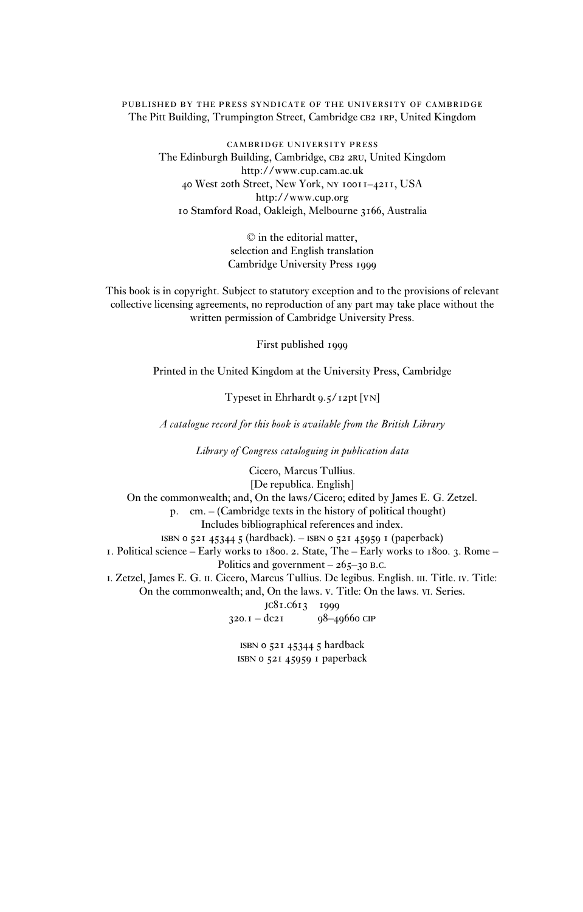PUBLISHED BY THE PRESS SYNDICATE OF THE UNIVERSITY OF CAMBRIDGE
The Pitt Building, Trumpington Street, Cambridge CB2 1RP, United Kingdom

CAMBRIDGE UNIVERSITY PRESS
The Edinburgh Building, Cambridge, CB2 2RU, United Kingdom
http://www.cup.cam.ac.uk
40 West 20th Street, New York, NY 10011–4211, USA
http://www.cup.org
10 Stamford Road, Oakleigh, Melbourne 3166, Australia

© in the editorial matter,
selection and English translation
Cambridge University Press 1999

This book is in copyright. Subject to statutory exception and to the provisions of relevant collective licensing agreements, no reproduction of any part may take place without the written permission of Cambridge University Press.

First published 1999

Printed in the United Kingdom at the University Press, Cambridge

Typeset in Ehrhardt 9.5/12pt [VN]

*A catalogue record for this book is available from the British Library*

*Library of Congress cataloguing in publication data*

Cicero, Marcus Tullius.
[De republica. English]
On the commonwealth; and, On the laws/Cicero; edited by James E. G. Zetzel.
p. cm. – (Cambridge texts in the history of political thought)
Includes bibliographical references and index.
ISBN 0 521 45344 5 (hardback). – ISBN 0 521 45959 1 (paperback)
1. Political science – Early works to 1800. 2. State, The – Early works to 1800. 3. Rome – Politics and government – 265–30 B.C.
I. Zetzel, James E. G. II. Cicero, Marcus Tullius. De legibus. English. III. Title. IV. Title: On the commonwealth; and, On the laws. V. Title: On the laws. VI. Series.
JC81.C613 1999
320.1 – dc21 98–49660 CIP

ISBN 0 521 45344 5 hardback
ISBN 0 521 45959 1 paperback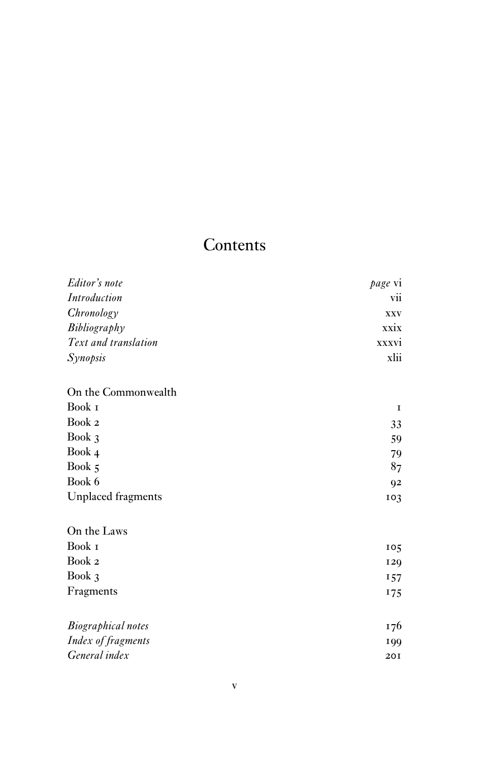# Contents

| | |
|---|---|
| *Editor's note* | *page* vi |
| *Introduction* | vii |
| *Chronology* | xxv |
| *Bibliography* | xxix |
| *Text and translation* | xxxvi |
| *Synopsis* | xlii |
| | |
| On the Commonwealth | |
| Book 1 | 1 |
| Book 2 | 33 |
| Book 3 | 59 |
| Book 4 | 79 |
| Book 5 | 87 |
| Book 6 | 92 |
| Unplaced fragments | 103 |
| | |
| On the Laws | |
| Book 1 | 105 |
| Book 2 | 129 |
| Book 3 | 157 |
| Fragments | 175 |
| | |
| *Biographical notes* | 176 |
| *Index of fragments* | 199 |
| *General index* | 201 |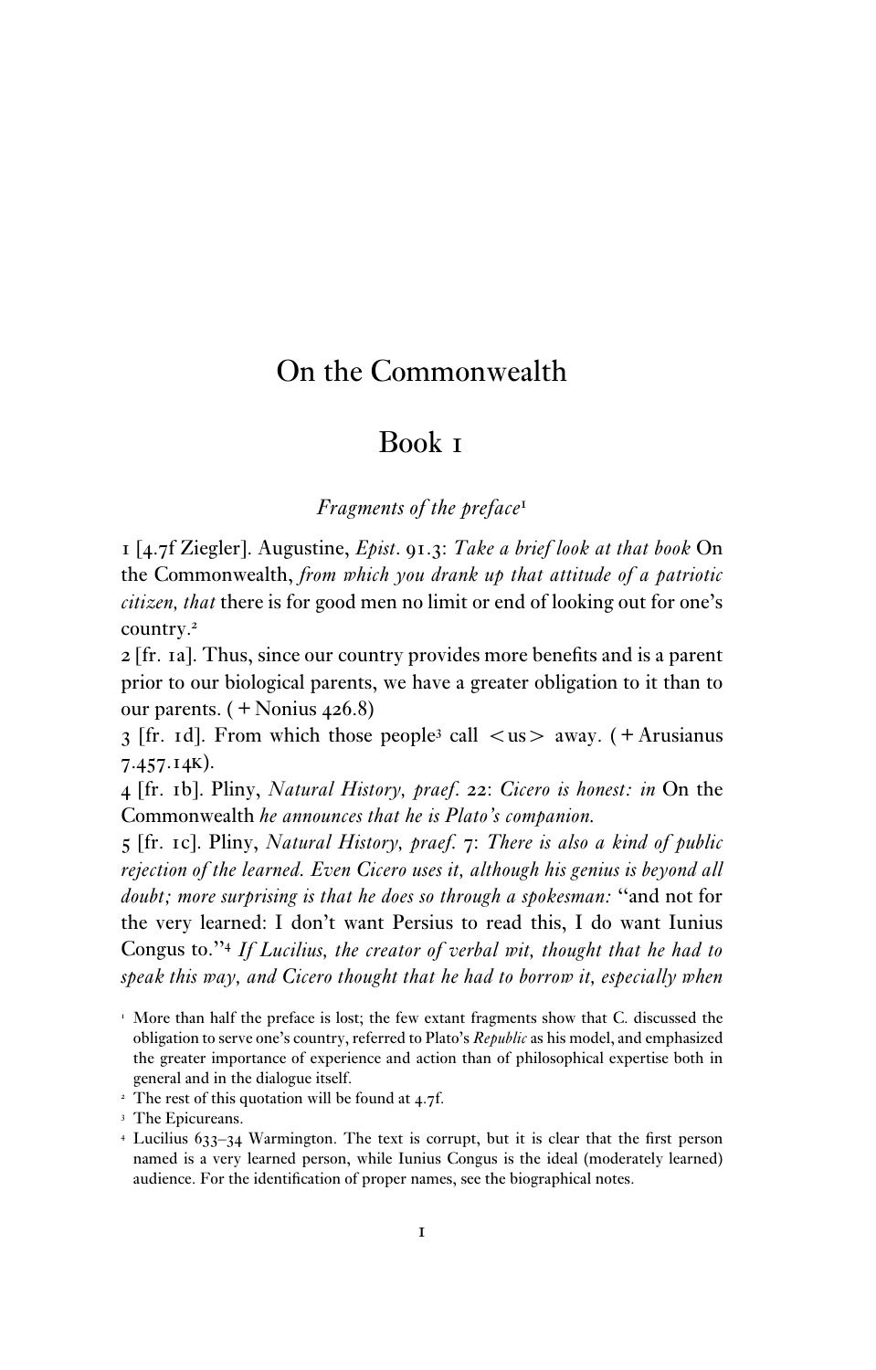# On the Commonwealth

## Book 1

### *Fragments of the preface*[1]

1 [4.7f Ziegler]. Augustine, *Epist.* 91.3: *Take a brief look at that book* On the Commonwealth, *from which you drank up that attitude of a patriotic citizen, that* there is for good men no limit or end of looking out for one's country.[2]

2 [fr. 1a]. Thus, since our country provides more benefits and is a parent prior to our biological parents, we have a greater obligation to it than to our parents. (+ Nonius 426.8)

3 [fr. 1d]. From which those people[3] call <us> away. (+ Arusianus 7.457.14K).

4 [fr. 1b]. Pliny, *Natural History, praef.* 22: *Cicero is honest: in* On the Commonwealth *he announces that he is Plato's companion.*

5 [fr. 1c]. Pliny, *Natural History, praef.* 7: *There is also a kind of public rejection of the learned. Even Cicero uses it, although his genius is beyond all doubt; more surprising is that he does so through a spokesman:* "and not for the very learned: I don't want Persius to read this, I do want Iunius Congus to."[4] *If Lucilius, the creator of verbal wit, thought that he had to speak this way, and Cicero thought that he had to borrow it, especially when*

---

[1] More than half the preface is lost; the few extant fragments show that C. discussed the obligation to serve one's country, referred to Plato's *Republic* as his model, and emphasized the greater importance of experience and action than of philosophical expertise both in general and in the dialogue itself.

[2] The rest of this quotation will be found at 4.7f.

[3] The Epicureans.

[4] Lucilius 633–34 Warmington. The text is corrupt, but it is clear that the first person named is a very learned person, while Iunius Congus is the ideal (moderately learned) audience. For the identification of proper names, see the biographical notes.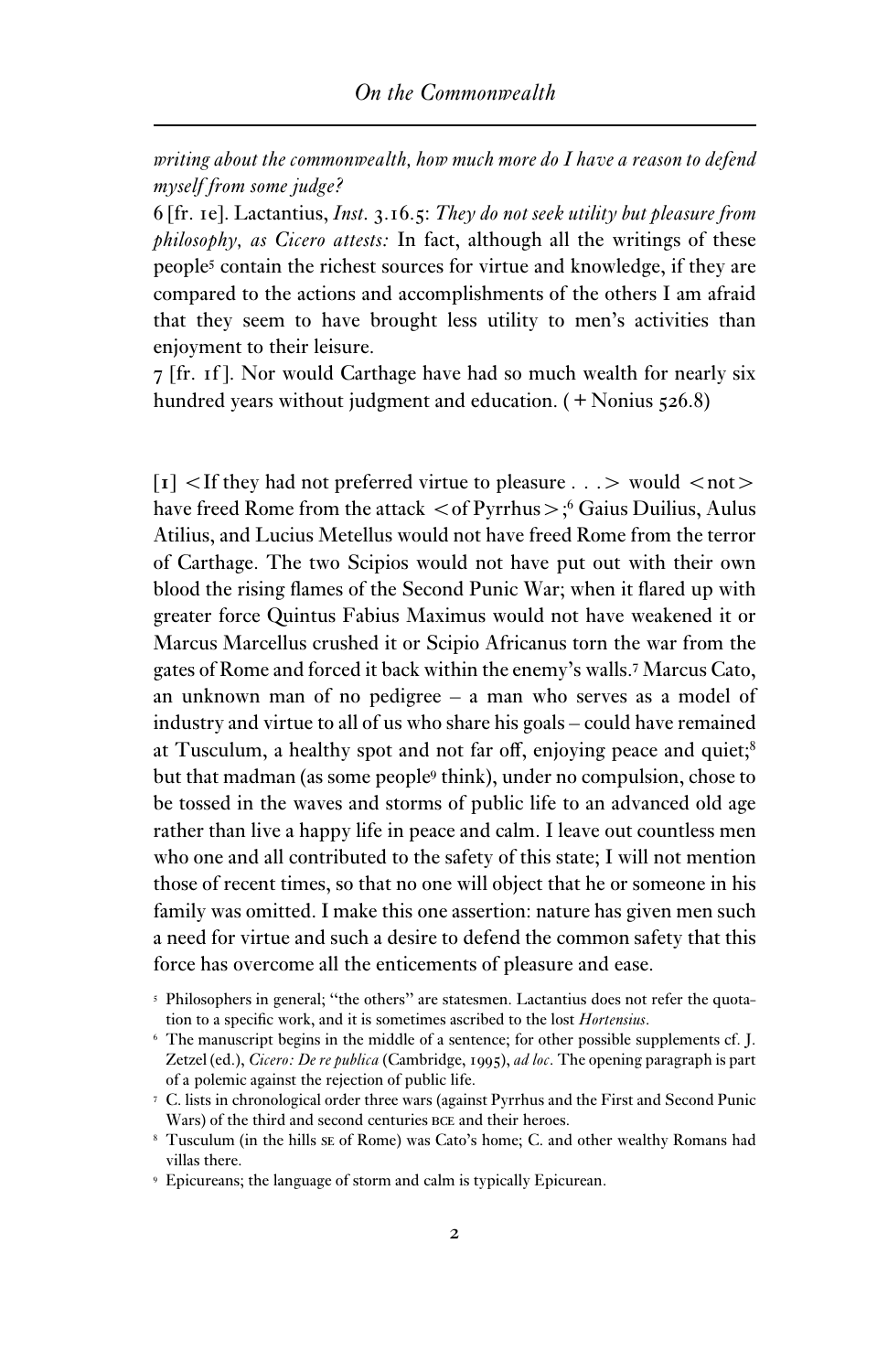*writing about the commonwealth, how much more do I have a reason to defend myself from some judge?*

6 [fr. 1e]. Lactantius, *Inst.* 3.16.5: *They do not seek utility but pleasure from philosophy, as Cicero attests:* In fact, although all the writings of these people[5] contain the richest sources for virtue and knowledge, if they are compared to the actions and accomplishments of the others I am afraid that they seem to have brought less utility to men's activities than enjoyment to their leisure.

7 [fr. 1f]. Nor would Carthage have had so much wealth for nearly six hundred years without judgment and education. (+ Nonius 526.8)

[1] <If they had not preferred virtue to pleasure . . .> would <not> have freed Rome from the attack <of Pyrrhus>;[6] Gaius Duilius, Aulus Atilius, and Lucius Metellus would not have freed Rome from the terror of Carthage. The two Scipios would not have put out with their own blood the rising flames of the Second Punic War; when it flared up with greater force Quintus Fabius Maximus would not have weakened it or Marcus Marcellus crushed it or Scipio Africanus torn the war from the gates of Rome and forced it back within the enemy's walls.[7] Marcus Cato, an unknown man of no pedigree – a man who serves as a model of industry and virtue to all of us who share his goals – could have remained at Tusculum, a healthy spot and not far off, enjoying peace and quiet;[8] but that madman (as some people[9] think), under no compulsion, chose to be tossed in the waves and storms of public life to an advanced old age rather than live a happy life in peace and calm. I leave out countless men who one and all contributed to the safety of this state; I will not mention those of recent times, so that no one will object that he or someone in his family was omitted. I make this one assertion: nature has given men such a need for virtue and such a desire to defend the common safety that this force has overcome all the enticements of pleasure and ease.

[5] Philosophers in general; "the others" are statesmen. Lactantius does not refer the quotation to a specific work, and it is sometimes ascribed to the lost *Hortensius*.

[6] The manuscript begins in the middle of a sentence; for other possible supplements cf. J. Zetzel (ed.), *Cicero: De re publica* (Cambridge, 1995), *ad loc*. The opening paragraph is part of a polemic against the rejection of public life.

[7] C. lists in chronological order three wars (against Pyrrhus and the First and Second Punic Wars) of the third and second centuries BCE and their heroes.

[8] Tusculum (in the hills SE of Rome) was Cato's home; C. and other wealthy Romans had villas there.

[9] Epicureans; the language of storm and calm is typically Epicurean.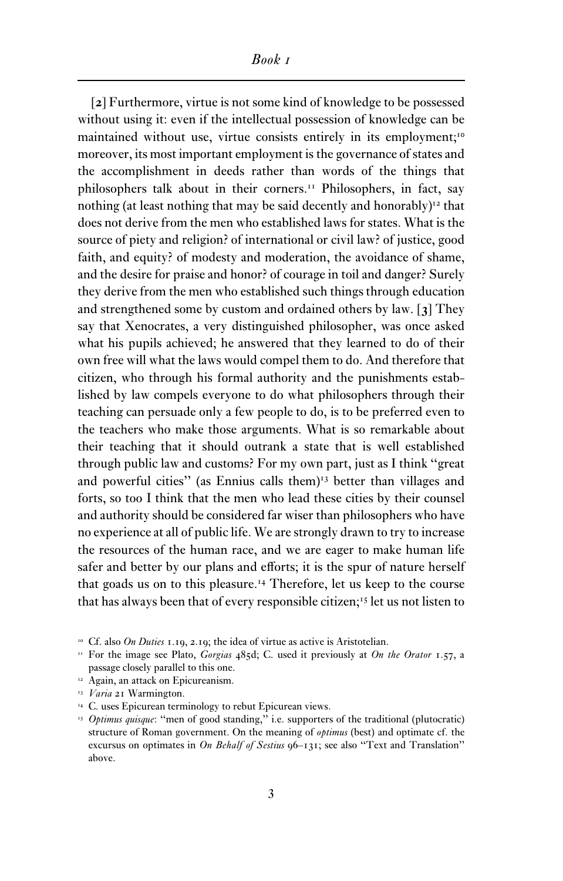[**2**] Furthermore, virtue is not some kind of knowledge to be possessed without using it: even if the intellectual possession of knowledge can be maintained without use, virtue consists entirely in its employment;[10] moreover, its most important employment is the governance of states and the accomplishment in deeds rather than words of the things that philosophers talk about in their corners.[11] Philosophers, in fact, say nothing (at least nothing that may be said decently and honorably)[12] that does not derive from the men who established laws for states. What is the source of piety and religion? of international or civil law? of justice, good faith, and equity? of modesty and moderation, the avoidance of shame, and the desire for praise and honor? of courage in toil and danger? Surely they derive from the men who established such things through education and strengthened some by custom and ordained others by law. [**3**] They say that Xenocrates, a very distinguished philosopher, was once asked what his pupils achieved; he answered that they learned to do of their own free will what the laws would compel them to do. And therefore that citizen, who through his formal authority and the punishments established by law compels everyone to do what philosophers through their teaching can persuade only a few people to do, is to be preferred even to the teachers who make those arguments. What is so remarkable about their teaching that it should outrank a state that is well established through public law and customs? For my own part, just as I think "great and powerful cities" (as Ennius calls them)[13] better than villages and forts, so too I think that the men who lead these cities by their counsel and authority should be considered far wiser than philosophers who have no experience at all of public life. We are strongly drawn to try to increase the resources of the human race, and we are eager to make human life safer and better by our plans and efforts; it is the spur of nature herself that goads us on to this pleasure.[14] Therefore, let us keep to the course that has always been that of every responsible citizen;[15] let us not listen to

---

[10] Cf. also *On Duties* 1.19, 2.19; the idea of virtue as active is Aristotelian.

[11] For the image see Plato, *Gorgias* 485d; C. used it previously at *On the Orator* 1.57, a passage closely parallel to this one.

[12] Again, an attack on Epicureanism.

[13] *Varia* 21 Warmington.

[14] C. uses Epicurean terminology to rebut Epicurean views.

[15] *Optimus quisque*: "men of good standing," i.e. supporters of the traditional (plutocratic) structure of Roman government. On the meaning of *optimus* (best) and optimate cf. the excursus on optimates in *On Behalf of Sestius* 96–131; see also "Text and Translation" above.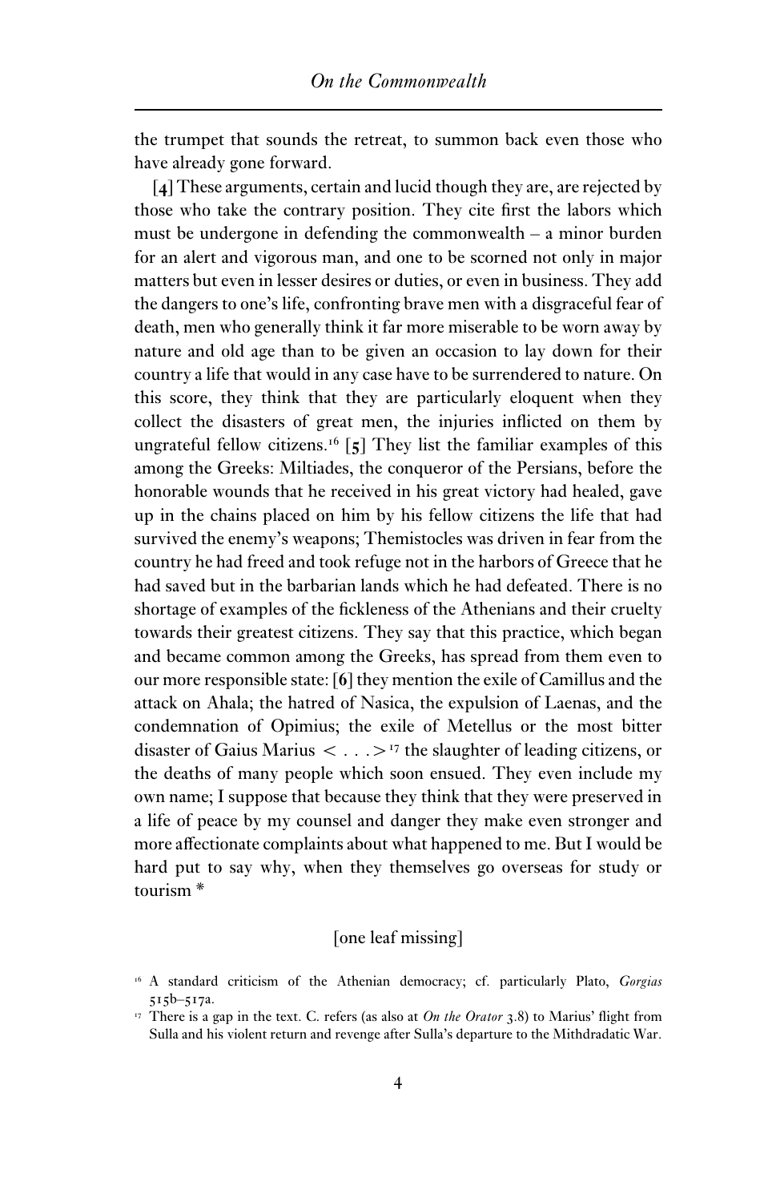the trumpet that sounds the retreat, to summon back even those who have already gone forward.

**[4]** These arguments, certain and lucid though they are, are rejected by those who take the contrary position. They cite first the labors which must be undergone in defending the commonwealth – a minor burden for an alert and vigorous man, and one to be scorned not only in major matters but even in lesser desires or duties, or even in business. They add the dangers to one's life, confronting brave men with a disgraceful fear of death, men who generally think it far more miserable to be worn away by nature and old age than to be given an occasion to lay down for their country a life that would in any case have to be surrendered to nature. On this score, they think that they are particularly eloquent when they collect the disasters of great men, the injuries inflicted on them by ungrateful fellow citizens.[16] **[5]** They list the familiar examples of this among the Greeks: Miltiades, the conqueror of the Persians, before the honorable wounds that he received in his great victory had healed, gave up in the chains placed on him by his fellow citizens the life that had survived the enemy's weapons; Themistocles was driven in fear from the country he had freed and took refuge not in the harbors of Greece that he had saved but in the barbarian lands which he had defeated. There is no shortage of examples of the fickleness of the Athenians and their cruelty towards their greatest citizens. They say that this practice, which began and became common among the Greeks, has spread from them even to our more responsible state: **[6]** they mention the exile of Camillus and the attack on Ahala; the hatred of Nasica, the expulsion of Laenas, and the condemnation of Opimius; the exile of Metellus or the most bitter disaster of Gaius Marius < . . . >[17] the slaughter of leading citizens, or the deaths of many people which soon ensued. They even include my own name; I suppose that because they think that they were preserved in a life of peace by my counsel and danger they make even stronger and more affectionate complaints about what happened to me. But I would be hard put to say why, when they themselves go overseas for study or tourism *

[one leaf missing]

---

[16] A standard criticism of the Athenian democracy; cf. particularly Plato, *Gorgias* 515b–517a.

[17] There is a gap in the text. C. refers (as also at *On the Orator* 3.8) to Marius' flight from Sulla and his violent return and revenge after Sulla's departure to the Mithdradatic War.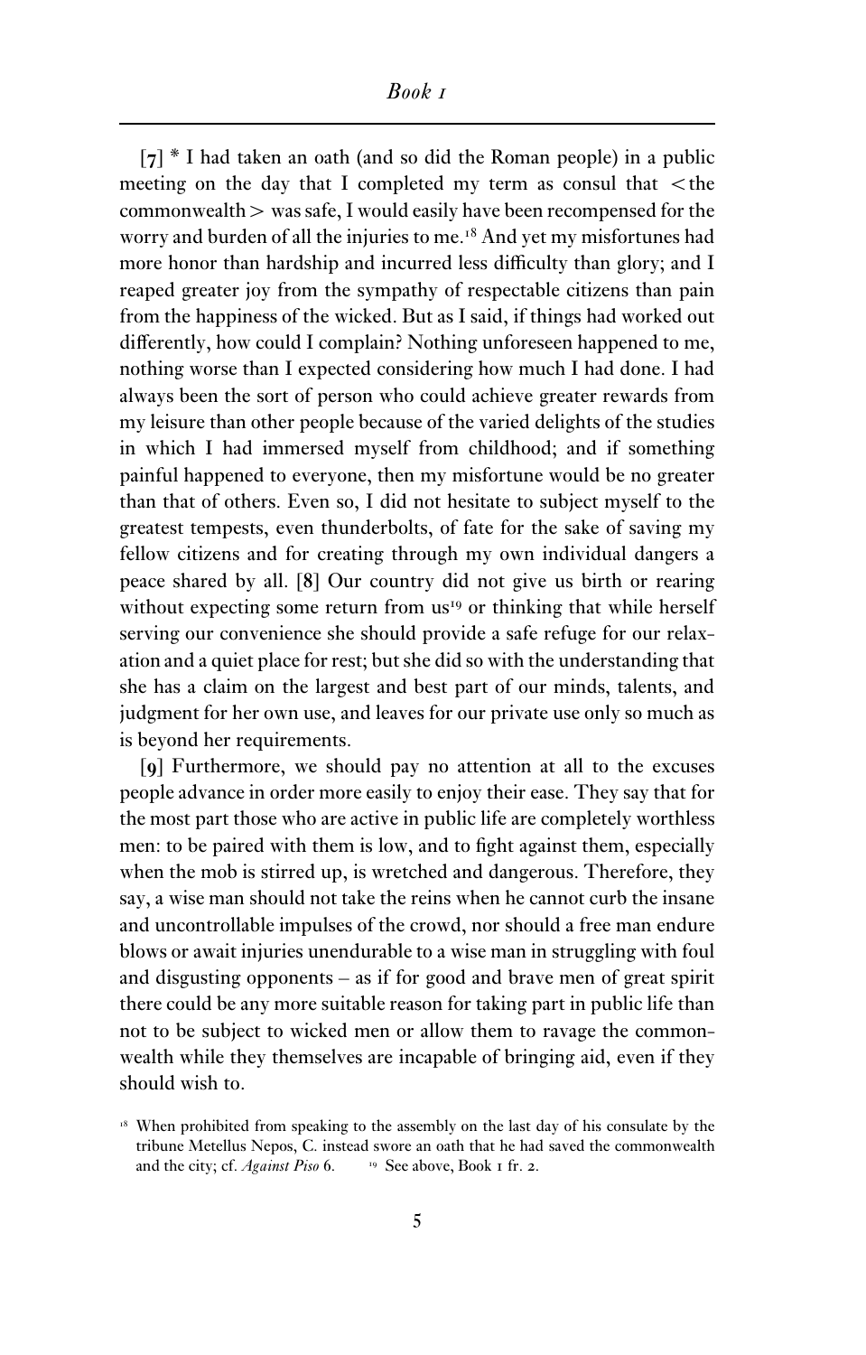[7] * I had taken an oath (and so did the Roman people) in a public meeting on the day that I completed my term as consul that <the commonwealth> was safe, I would easily have been recompensed for the worry and burden of all the injuries to me.[18] And yet my misfortunes had more honor than hardship and incurred less difficulty than glory; and I reaped greater joy from the sympathy of respectable citizens than pain from the happiness of the wicked. But as I said, if things had worked out differently, how could I complain? Nothing unforeseen happened to me, nothing worse than I expected considering how much I had done. I had always been the sort of person who could achieve greater rewards from my leisure than other people because of the varied delights of the studies in which I had immersed myself from childhood; and if something painful happened to everyone, then my misfortune would be no greater than that of others. Even so, I did not hesitate to subject myself to the greatest tempests, even thunderbolts, of fate for the sake of saving my fellow citizens and for creating through my own individual dangers a peace shared by all. [8] Our country did not give us birth or rearing without expecting some return from us[19] or thinking that while herself serving our convenience she should provide a safe refuge for our relaxation and a quiet place for rest; but she did so with the understanding that she has a claim on the largest and best part of our minds, talents, and judgment for her own use, and leaves for our private use only so much as is beyond her requirements.

[9] Furthermore, we should pay no attention at all to the excuses people advance in order more easily to enjoy their ease. They say that for the most part those who are active in public life are completely worthless men: to be paired with them is low, and to fight against them, especially when the mob is stirred up, is wretched and dangerous. Therefore, they say, a wise man should not take the reins when he cannot curb the insane and uncontrollable impulses of the crowd, nor should a free man endure blows or await injuries unendurable to a wise man in struggling with foul and disgusting opponents – as if for good and brave men of great spirit there could be any more suitable reason for taking part in public life than not to be subject to wicked men or allow them to ravage the commonwealth while they themselves are incapable of bringing aid, even if they should wish to.

[18] When prohibited from speaking to the assembly on the last day of his consulate by the tribune Metellus Nepos, C. instead swore an oath that he had saved the commonwealth and the city; cf. *Against Piso* 6.

[19] See above, Book 1 fr. 2.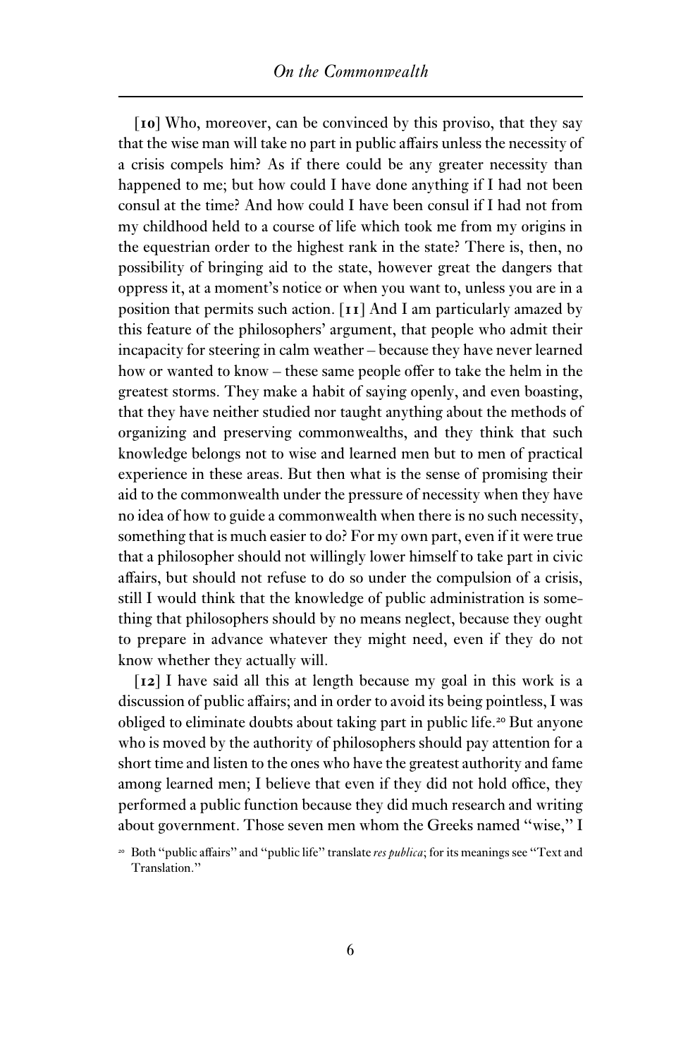[**10**] Who, moreover, can be convinced by this proviso, that they say that the wise man will take no part in public affairs unless the necessity of a crisis compels him? As if there could be any greater necessity than happened to me; but how could I have done anything if I had not been consul at the time? And how could I have been consul if I had not from my childhood held to a course of life which took me from my origins in the equestrian order to the highest rank in the state? There is, then, no possibility of bringing aid to the state, however great the dangers that oppress it, at a moment's notice or when you want to, unless you are in a position that permits such action. [**11**] And I am particularly amazed by this feature of the philosophers' argument, that people who admit their incapacity for steering in calm weather – because they have never learned how or wanted to know – these same people offer to take the helm in the greatest storms. They make a habit of saying openly, and even boasting, that they have neither studied nor taught anything about the methods of organizing and preserving commonwealths, and they think that such knowledge belongs not to wise and learned men but to men of practical experience in these areas. But then what is the sense of promising their aid to the commonwealth under the pressure of necessity when they have no idea of how to guide a commonwealth when there is no such necessity, something that is much easier to do? For my own part, even if it were true that a philosopher should not willingly lower himself to take part in civic affairs, but should not refuse to do so under the compulsion of a crisis, still I would think that the knowledge of public administration is something that philosophers should by no means neglect, because they ought to prepare in advance whatever they might need, even if they do not know whether they actually will.

[**12**] I have said all this at length because my goal in this work is a discussion of public affairs; and in order to avoid its being pointless, I was obliged to eliminate doubts about taking part in public life.[20] But anyone who is moved by the authority of philosophers should pay attention for a short time and listen to the ones who have the greatest authority and fame among learned men; I believe that even if they did not hold office, they performed a public function because they did much research and writing about government. Those seven men whom the Greeks named "wise," I

[20] Both "public affairs" and "public life" translate *res publica*; for its meanings see "Text and Translation."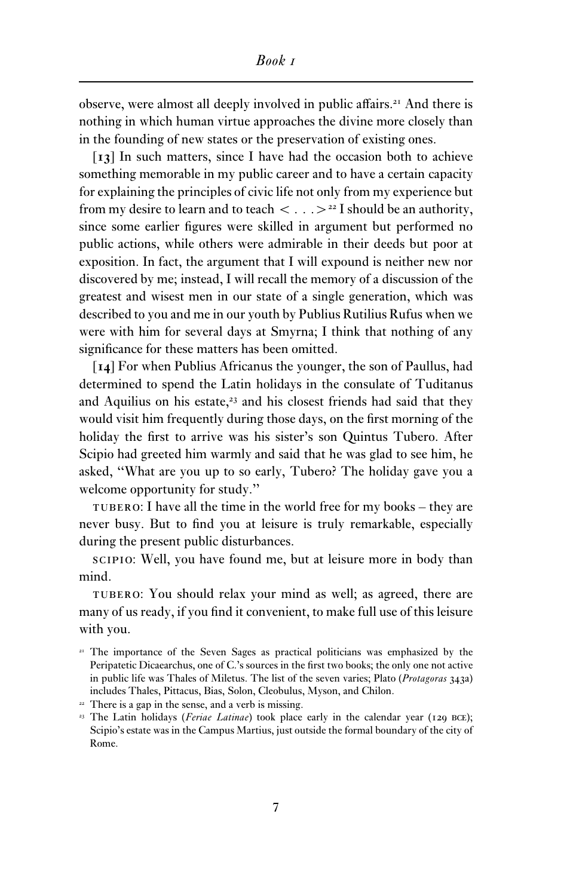observe, were almost all deeply involved in public affairs.[21] And there is nothing in which human virtue approaches the divine more closely than in the founding of new states or the preservation of existing ones.

[13] In such matters, since I have had the occasion both to achieve something memorable in my public career and to have a certain capacity for explaining the principles of civic life not only from my experience but from my desire to learn and to teach < . . . >[22] I should be an authority, since some earlier figures were skilled in argument but performed no public actions, while others were admirable in their deeds but poor at exposition. In fact, the argument that I will expound is neither new nor discovered by me; instead, I will recall the memory of a discussion of the greatest and wisest men in our state of a single generation, which was described to you and me in our youth by Publius Rutilius Rufus when we were with him for several days at Smyrna; I think that nothing of any significance for these matters has been omitted.

[14] For when Publius Africanus the younger, the son of Paullus, had determined to spend the Latin holidays in the consulate of Tuditanus and Aquilius on his estate,[23] and his closest friends had said that they would visit him frequently during those days, on the first morning of the holiday the first to arrive was his sister's son Quintus Tubero. After Scipio had greeted him warmly and said that he was glad to see him, he asked, "What are you up to so early, Tubero? The holiday gave you a welcome opportunity for study."

TUBERO: I have all the time in the world free for my books – they are never busy. But to find you at leisure is truly remarkable, especially during the present public disturbances.

SCIPIO: Well, you have found me, but at leisure more in body than mind.

TUBERO: You should relax your mind as well; as agreed, there are many of us ready, if you find it convenient, to make full use of this leisure with you.

[21] The importance of the Seven Sages as practical politicians was emphasized by the Peripatetic Dicaearchus, one of C.'s sources in the first two books; the only one not active in public life was Thales of Miletus. The list of the seven varies; Plato (*Protagoras* 343a) includes Thales, Pittacus, Bias, Solon, Cleobulus, Myson, and Chilon.

[22] There is a gap in the sense, and a verb is missing.

[23] The Latin holidays (*Feriae Latinae*) took place early in the calendar year (129 BCE); Scipio's estate was in the Campus Martius, just outside the formal boundary of the city of Rome.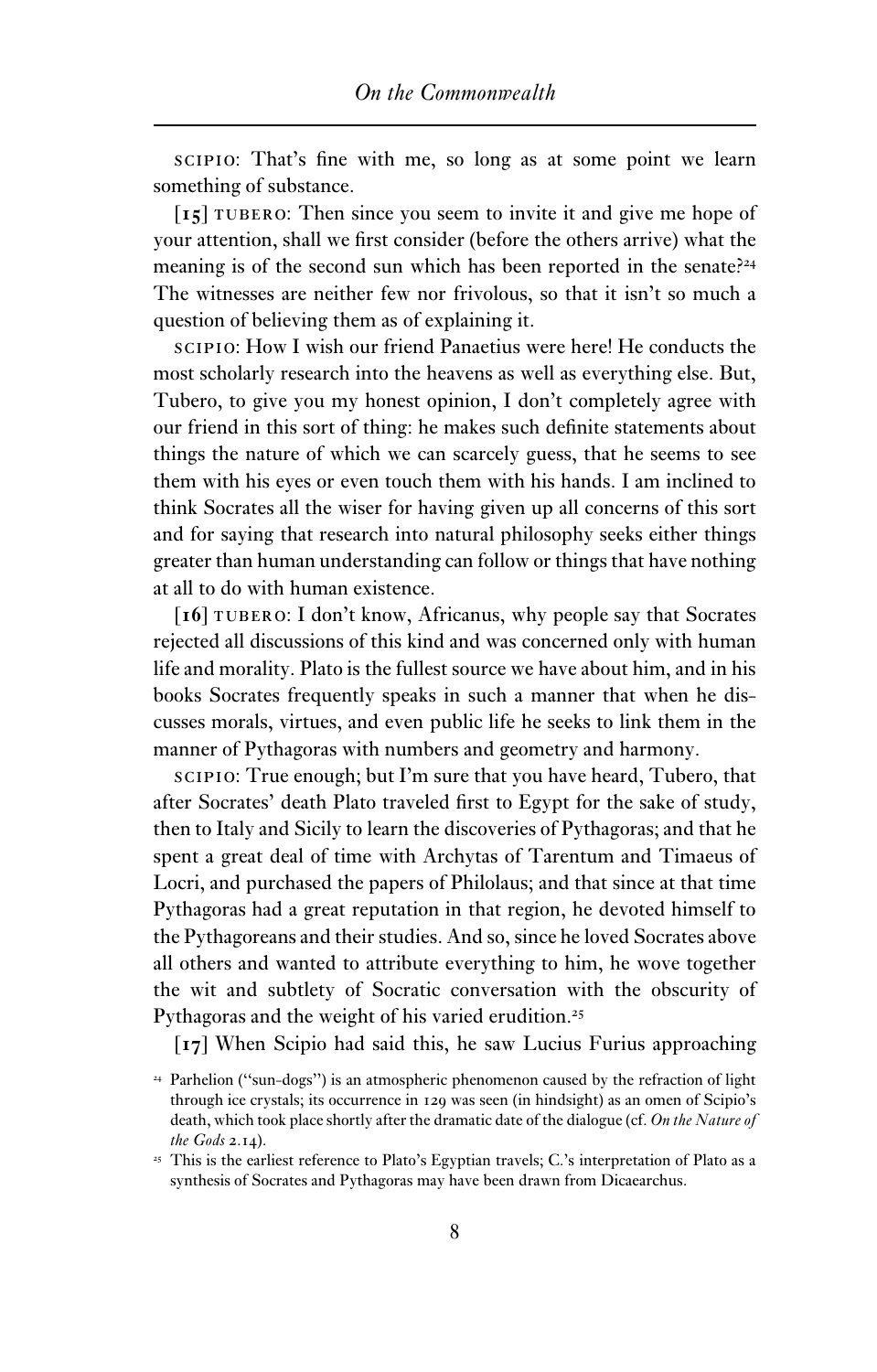SCIPIO: That's fine with me, so long as at some point we learn something of substance.

[15] TUBERO: Then since you seem to invite it and give me hope of your attention, shall we first consider (before the others arrive) what the meaning is of the second sun which has been reported in the senate?[24] The witnesses are neither few nor frivolous, so that it isn't so much a question of believing them as of explaining it.

SCIPIO: How I wish our friend Panaetius were here! He conducts the most scholarly research into the heavens as well as everything else. But, Tubero, to give you my honest opinion, I don't completely agree with our friend in this sort of thing: he makes such definite statements about things the nature of which we can scarcely guess, that he seems to see them with his eyes or even touch them with his hands. I am inclined to think Socrates all the wiser for having given up all concerns of this sort and for saying that research into natural philosophy seeks either things greater than human understanding can follow or things that have nothing at all to do with human existence.

[16] TUBERO: I don't know, Africanus, why people say that Socrates rejected all discussions of this kind and was concerned only with human life and morality. Plato is the fullest source we have about him, and in his books Socrates frequently speaks in such a manner that when he discusses morals, virtues, and even public life he seeks to link them in the manner of Pythagoras with numbers and geometry and harmony.

SCIPIO: True enough; but I'm sure that you have heard, Tubero, that after Socrates' death Plato traveled first to Egypt for the sake of study, then to Italy and Sicily to learn the discoveries of Pythagoras; and that he spent a great deal of time with Archytas of Tarentum and Timaeus of Locri, and purchased the papers of Philolaus; and that since at that time Pythagoras had a great reputation in that region, he devoted himself to the Pythagoreans and their studies. And so, since he loved Socrates above all others and wanted to attribute everything to him, he wove together the wit and subtlety of Socratic conversation with the obscurity of Pythagoras and the weight of his varied erudition.[25]

[17] When Scipio had said this, he saw Lucius Furius approaching

[24] Parhelion ("sun-dogs") is an atmospheric phenomenon caused by the refraction of light through ice crystals; its occurrence in 129 was seen (in hindsight) as an omen of Scipio's death, which took place shortly after the dramatic date of the dialogue (cf. *On the Nature of the Gods* 2.14).

[25] This is the earliest reference to Plato's Egyptian travels; C.'s interpretation of Plato as a synthesis of Socrates and Pythagoras may have been drawn from Dicaearchus.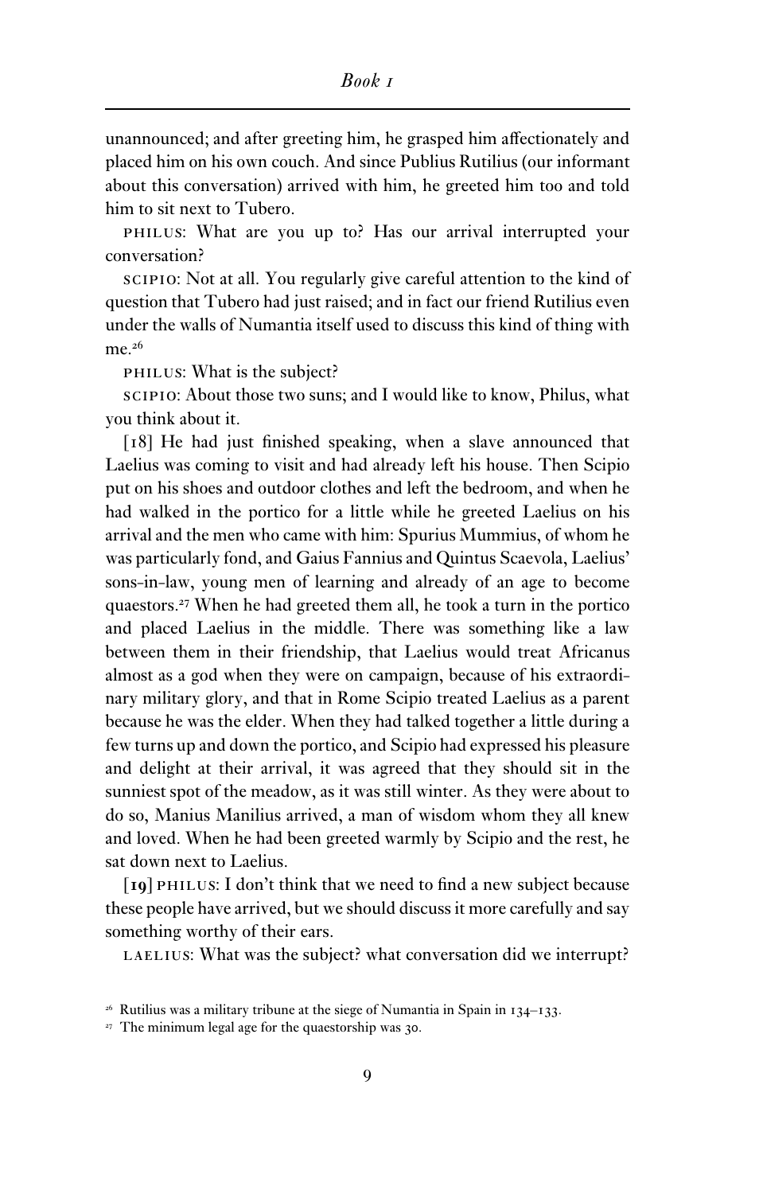unannounced; and after greeting him, he grasped him affectionately and placed him on his own couch. And since Publius Rutilius (our informant about this conversation) arrived with him, he greeted him too and told him to sit next to Tubero.

PHILUS: What are you up to? Has our arrival interrupted your conversation?

SCIPIO: Not at all. You regularly give careful attention to the kind of question that Tubero had just raised; and in fact our friend Rutilius even under the walls of Numantia itself used to discuss this kind of thing with me.[26]

PHILUS: What is the subject?

SCIPIO: About those two suns; and I would like to know, Philus, what you think about it.

[18] He had just finished speaking, when a slave announced that Laelius was coming to visit and had already left his house. Then Scipio put on his shoes and outdoor clothes and left the bedroom, and when he had walked in the portico for a little while he greeted Laelius on his arrival and the men who came with him: Spurius Mummius, of whom he was particularly fond, and Gaius Fannius and Quintus Scaevola, Laelius' sons-in-law, young men of learning and already of an age to become quaestors.[27] When he had greeted them all, he took a turn in the portico and placed Laelius in the middle. There was something like a law between them in their friendship, that Laelius would treat Africanus almost as a god when they were on campaign, because of his extraordinary military glory, and that in Rome Scipio treated Laelius as a parent because he was the elder. When they had talked together a little during a few turns up and down the portico, and Scipio had expressed his pleasure and delight at their arrival, it was agreed that they should sit in the sunniest spot of the meadow, as it was still winter. As they were about to do so, Manius Manilius arrived, a man of wisdom whom they all knew and loved. When he had been greeted warmly by Scipio and the rest, he sat down next to Laelius.

**[19]** PHILUS: I don't think that we need to find a new subject because these people have arrived, but we should discuss it more carefully and say something worthy of their ears.

LAELIUS: What was the subject? what conversation did we interrupt?

---

[26] Rutilius was a military tribune at the siege of Numantia in Spain in 134–133.

[27] The minimum legal age for the quaestorship was 30.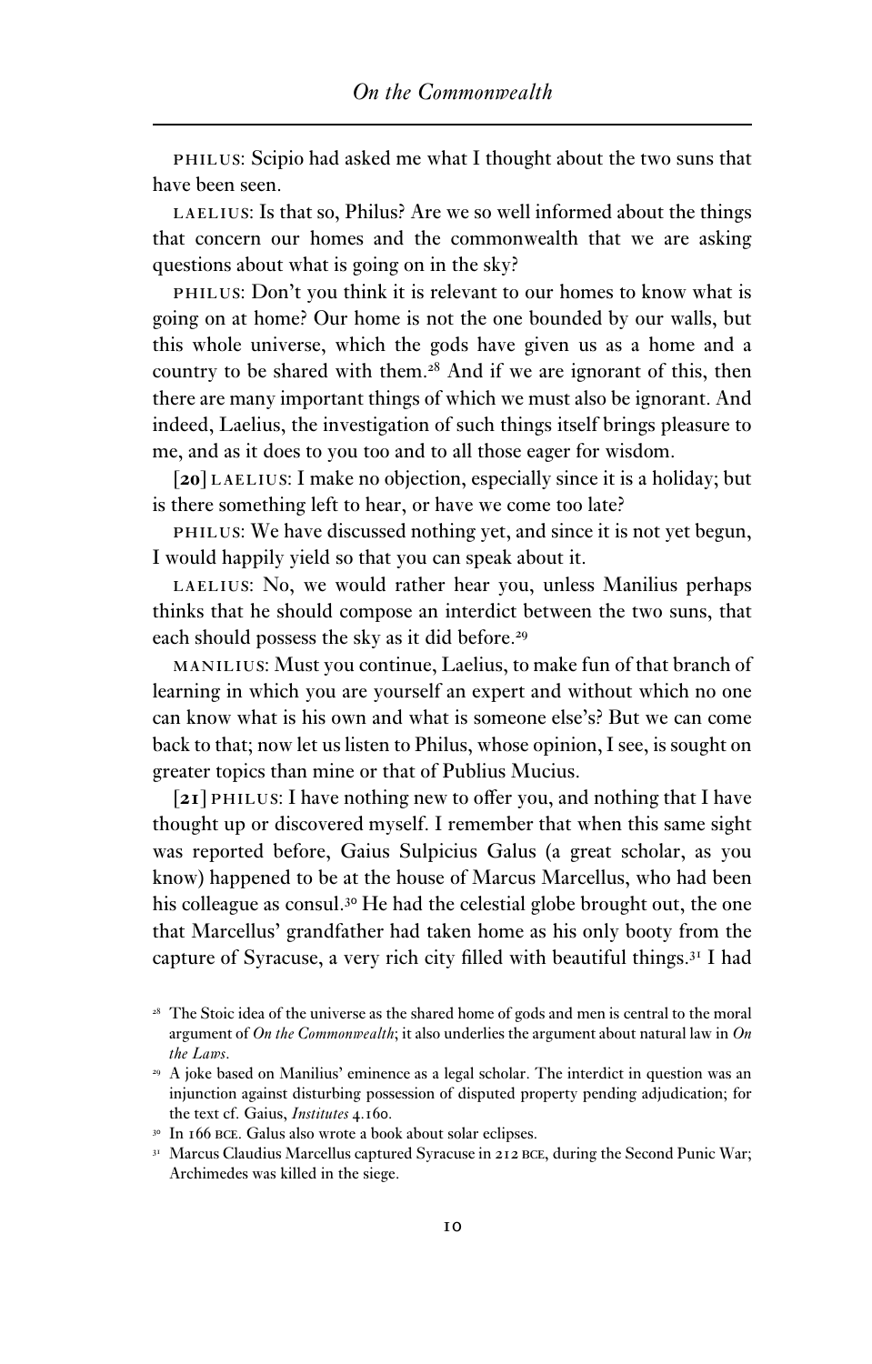PHILUS: Scipio had asked me what I thought about the two suns that have been seen.

LAELIUS: Is that so, Philus? Are we so well informed about the things that concern our homes and the commonwealth that we are asking questions about what is going on in the sky?

PHILUS: Don't you think it is relevant to our homes to know what is going on at home? Our home is not the one bounded by our walls, but this whole universe, which the gods have given us as a home and a country to be shared with them.[28] And if we are ignorant of this, then there are many important things of which we must also be ignorant. And indeed, Laelius, the investigation of such things itself brings pleasure to me, and as it does to you too and to all those eager for wisdom.

[**20**] LAELIUS: I make no objection, especially since it is a holiday; but is there something left to hear, or have we come too late?

PHILUS: We have discussed nothing yet, and since it is not yet begun, I would happily yield so that you can speak about it.

LAELIUS: No, we would rather hear you, unless Manilius perhaps thinks that he should compose an interdict between the two suns, that each should possess the sky as it did before.[29]

MANILIUS: Must you continue, Laelius, to make fun of that branch of learning in which you are yourself an expert and without which no one can know what is his own and what is someone else's? But we can come back to that; now let us listen to Philus, whose opinion, I see, is sought on greater topics than mine or that of Publius Mucius.

[**21**] PHILUS: I have nothing new to offer you, and nothing that I have thought up or discovered myself. I remember that when this same sight was reported before, Gaius Sulpicius Galus (a great scholar, as you know) happened to be at the house of Marcus Marcellus, who had been his colleague as consul.[30] He had the celestial globe brought out, the one that Marcellus' grandfather had taken home as his only booty from the capture of Syracuse, a very rich city filled with beautiful things.[31] I had

---

[28] The Stoic idea of the universe as the shared home of gods and men is central to the moral argument of *On the Commonwealth*; it also underlies the argument about natural law in *On the Laws*.

[29] A joke based on Manilius' eminence as a legal scholar. The interdict in question was an injunction against disturbing possession of disputed property pending adjudication; for the text cf. Gaius, *Institutes* 4.160.

[30] In 166 BCE. Galus also wrote a book about solar eclipses.

[31] Marcus Claudius Marcellus captured Syracuse in 212 BCE, during the Second Punic War; Archimedes was killed in the siege.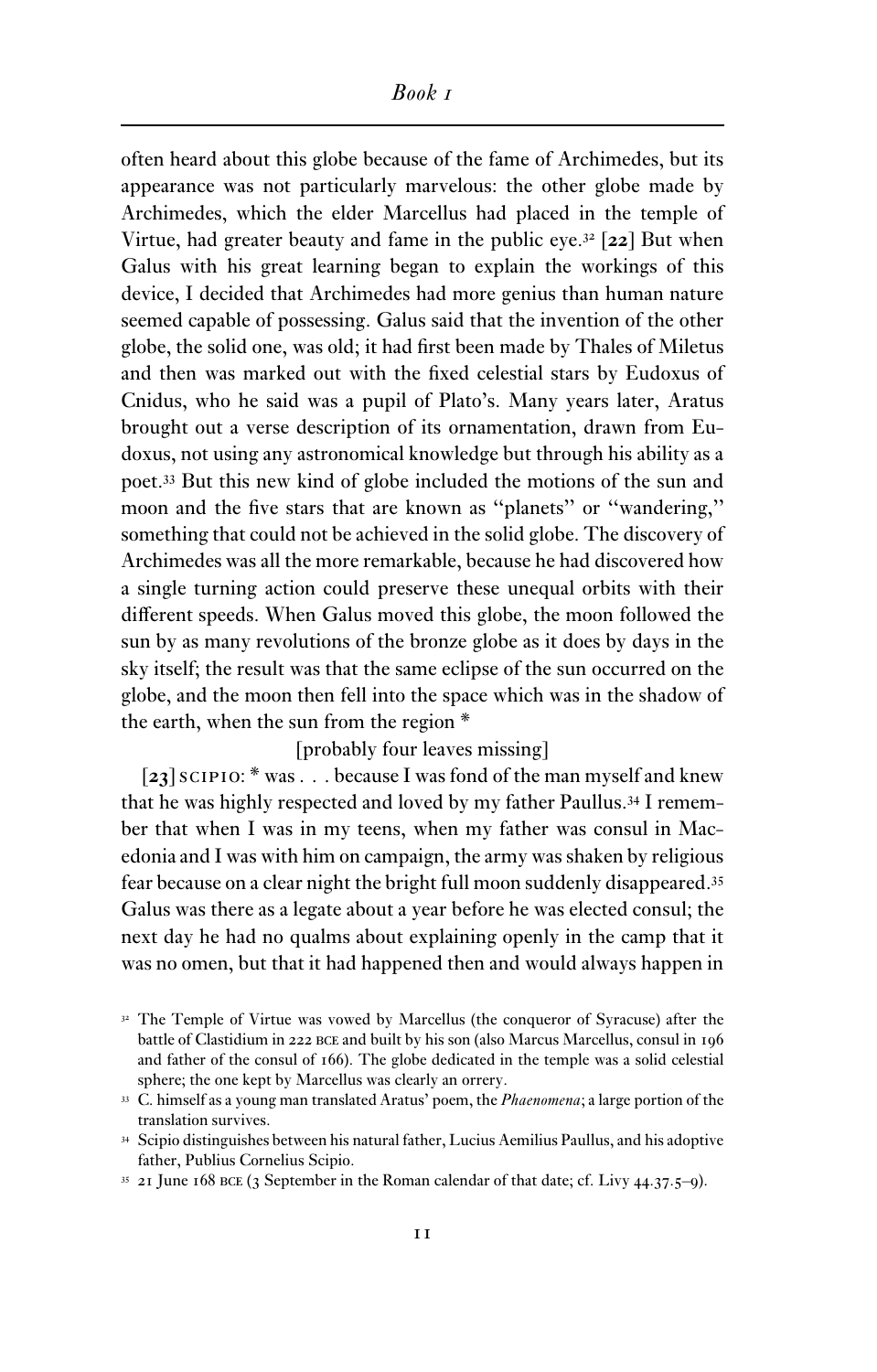often heard about this globe because of the fame of Archimedes, but its appearance was not particularly marvelous: the other globe made by Archimedes, which the elder Marcellus had placed in the temple of Virtue, had greater beauty and fame in the public eye.[32] [**22**] But when Galus with his great learning began to explain the workings of this device, I decided that Archimedes had more genius than human nature seemed capable of possessing. Galus said that the invention of the other globe, the solid one, was old; it had first been made by Thales of Miletus and then was marked out with the fixed celestial stars by Eudoxus of Cnidus, who he said was a pupil of Plato's. Many years later, Aratus brought out a verse description of its ornamentation, drawn from Eudoxus, not using any astronomical knowledge but through his ability as a poet.[33] But this new kind of globe included the motions of the sun and moon and the five stars that are known as "planets" or "wandering," something that could not be achieved in the solid globe. The discovery of Archimedes was all the more remarkable, because he had discovered how a single turning action could preserve these unequal orbits with their different speeds. When Galus moved this globe, the moon followed the sun by as many revolutions of the bronze globe as it does by days in the sky itself; the result was that the same eclipse of the sun occurred on the globe, and the moon then fell into the space which was in the shadow of the earth, when the sun from the region *

[probably four leaves missing]

[**23**] SCIPIO: * was . . . because I was fond of the man myself and knew that he was highly respected and loved by my father Paullus.[34] I remember that when I was in my teens, when my father was consul in Macedonia and I was with him on campaign, the army was shaken by religious fear because on a clear night the bright full moon suddenly disappeared.[35] Galus was there as a legate about a year before he was elected consul; the next day he had no qualms about explaining openly in the camp that it was no omen, but that it had happened then and would always happen in

[32] The Temple of Virtue was vowed by Marcellus (the conqueror of Syracuse) after the battle of Clastidium in 222 BCE and built by his son (also Marcus Marcellus, consul in 196 and father of the consul of 166). The globe dedicated in the temple was a solid celestial sphere; the one kept by Marcellus was clearly an orrery.

[33] C. himself as a young man translated Aratus' poem, the *Phaenomena*; a large portion of the translation survives.

[34] Scipio distinguishes between his natural father, Lucius Aemilius Paullus, and his adoptive father, Publius Cornelius Scipio.

[35] 21 June 168 BCE (3 September in the Roman calendar of that date; cf. Livy 44.37.5–9).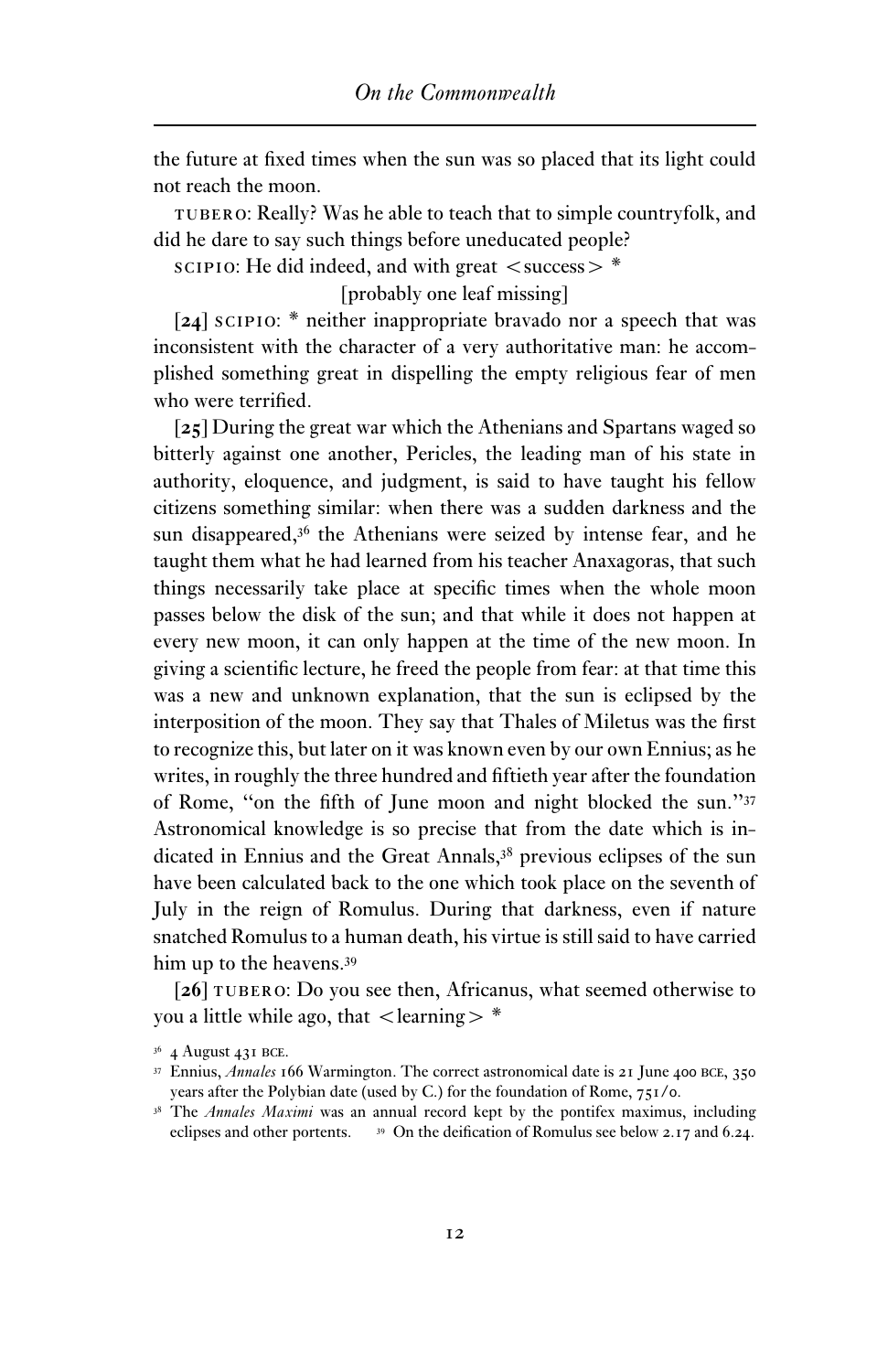the future at fixed times when the sun was so placed that its light could not reach the moon.

TUBERO: Really? Was he able to teach that to simple countryfolk, and did he dare to say such things before uneducated people?

SCIPIO: He did indeed, and with great <success> *

[probably one leaf missing]

**[24]** SCIPIO: * neither inappropriate bravado nor a speech that was inconsistent with the character of a very authoritative man: he accomplished something great in dispelling the empty religious fear of men who were terrified.

**[25]** During the great war which the Athenians and Spartans waged so bitterly against one another, Pericles, the leading man of his state in authority, eloquence, and judgment, is said to have taught his fellow citizens something similar: when there was a sudden darkness and the sun disappeared,[36] the Athenians were seized by intense fear, and he taught them what he had learned from his teacher Anaxagoras, that such things necessarily take place at specific times when the whole moon passes below the disk of the sun; and that while it does not happen at every new moon, it can only happen at the time of the new moon. In giving a scientific lecture, he freed the people from fear: at that time this was a new and unknown explanation, that the sun is eclipsed by the interposition of the moon. They say that Thales of Miletus was the first to recognize this, but later on it was known even by our own Ennius; as he writes, in roughly the three hundred and fiftieth year after the foundation of Rome, "on the fifth of June moon and night blocked the sun."[37] Astronomical knowledge is so precise that from the date which is indicated in Ennius and the Great Annals,[38] previous eclipses of the sun have been calculated back to the one which took place on the seventh of July in the reign of Romulus. During that darkness, even if nature snatched Romulus to a human death, his virtue is still said to have carried him up to the heavens.[39]

**[26]** TUBERO: Do you see then, Africanus, what seemed otherwise to you a little while ago, that <learning> *

[36] 4 August 431 BCE.

[37] Ennius, *Annales* 166 Warmington. The correct astronomical date is 21 June 400 BCE, 350 years after the Polybian date (used by C.) for the foundation of Rome, 751/0.

[38] The *Annales Maximi* was an annual record kept by the pontifex maximus, including eclipses and other portents.

[39] On the deification of Romulus see below 2.17 and 6.24.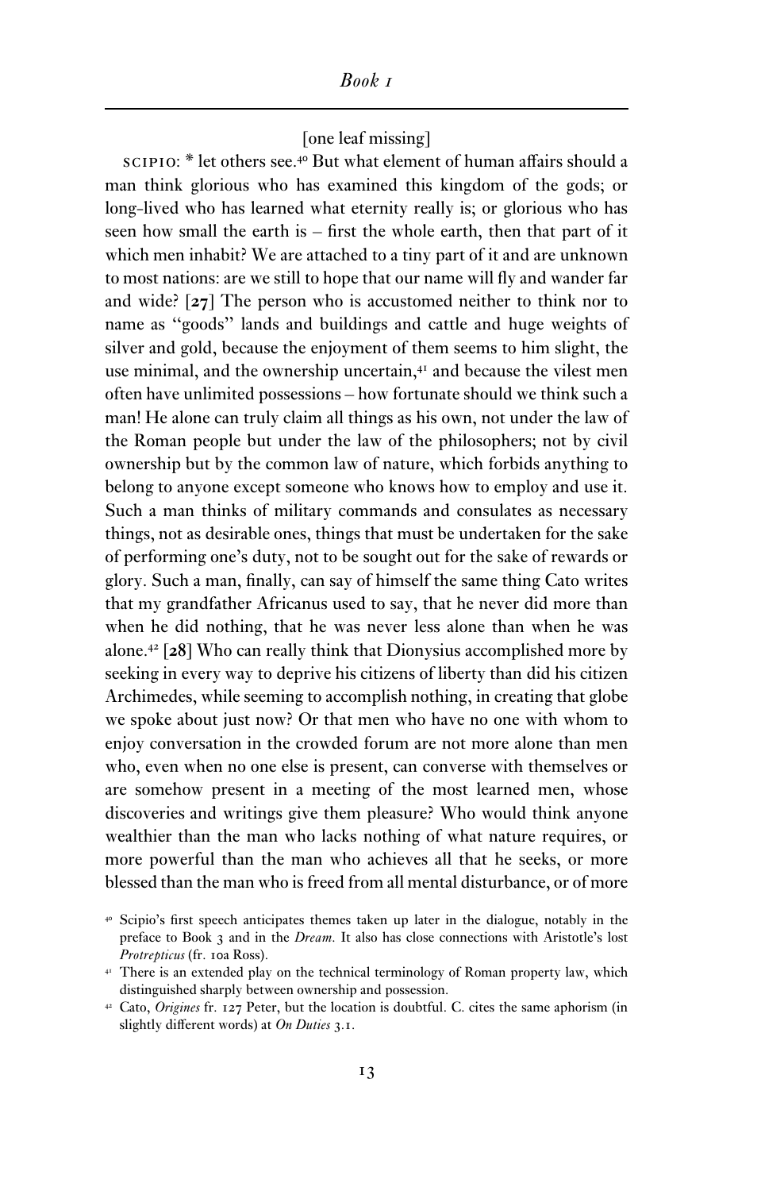[one leaf missing]

SCIPIO: * let others see.[40] But what element of human affairs should a man think glorious who has examined this kingdom of the gods; or long-lived who has learned what eternity really is; or glorious who has seen how small the earth is – first the whole earth, then that part of it which men inhabit? We are attached to a tiny part of it and are unknown to most nations: are we still to hope that our name will fly and wander far and wide? **[27]** The person who is accustomed neither to think nor to name as "goods" lands and buildings and cattle and huge weights of silver and gold, because the enjoyment of them seems to him slight, the use minimal, and the ownership uncertain,[41] and because the vilest men often have unlimited possessions – how fortunate should we think such a man! He alone can truly claim all things as his own, not under the law of the Roman people but under the law of the philosophers; not by civil ownership but by the common law of nature, which forbids anything to belong to anyone except someone who knows how to employ and use it. Such a man thinks of military commands and consulates as necessary things, not as desirable ones, things that must be undertaken for the sake of performing one's duty, not to be sought out for the sake of rewards or glory. Such a man, finally, can say of himself the same thing Cato writes that my grandfather Africanus used to say, that he never did more than when he did nothing, that he was never less alone than when he was alone.[42] **[28]** Who can really think that Dionysius accomplished more by seeking in every way to deprive his citizens of liberty than did his citizen Archimedes, while seeming to accomplish nothing, in creating that globe we spoke about just now? Or that men who have no one with whom to enjoy conversation in the crowded forum are not more alone than men who, even when no one else is present, can converse with themselves or are somehow present in a meeting of the most learned men, whose discoveries and writings give them pleasure? Who would think anyone wealthier than the man who lacks nothing of what nature requires, or more powerful than the man who achieves all that he seeks, or more blessed than the man who is freed from all mental disturbance, or of more

---

[40] Scipio's first speech anticipates themes taken up later in the dialogue, notably in the preface to Book 3 and in the *Dream*. It also has close connections with Aristotle's lost *Protrepticus* (fr. 10a Ross).

[41] There is an extended play on the technical terminology of Roman property law, which distinguished sharply between ownership and possession.

[42] Cato, *Origines* fr. 127 Peter, but the location is doubtful. C. cites the same aphorism (in slightly different words) at *On Duties* 3.1.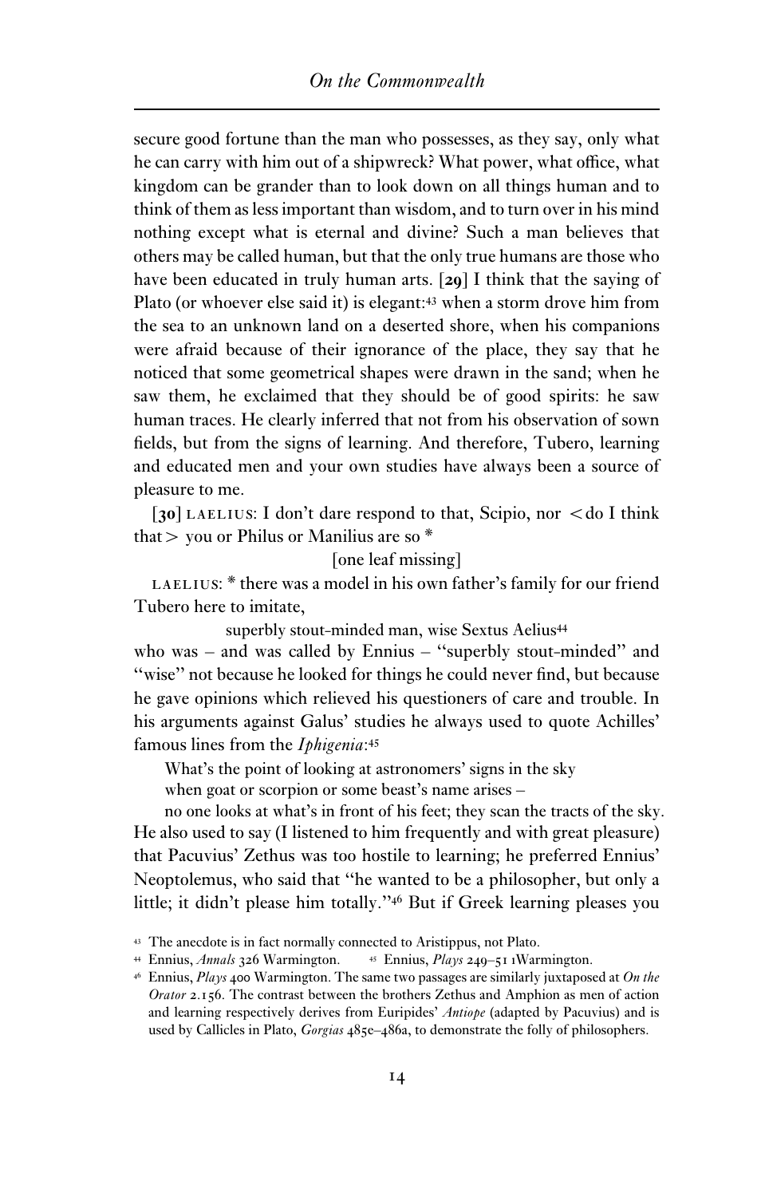secure good fortune than the man who possesses, as they say, only what he can carry with him out of a shipwreck? What power, what office, what kingdom can be grander than to look down on all things human and to think of them as less important than wisdom, and to turn over in his mind nothing except what is eternal and divine? Such a man believes that others may be called human, but that the only true humans are those who have been educated in truly human arts. [**29**] I think that the saying of Plato (or whoever else said it) is elegant:[43] when a storm drove him from the sea to an unknown land on a deserted shore, when his companions were afraid because of their ignorance of the place, they say that he noticed that some geometrical shapes were drawn in the sand; when he saw them, he exclaimed that they should be of good spirits: he saw human traces. He clearly inferred that not from his observation of sown fields, but from the signs of learning. And therefore, Tubero, learning and educated men and your own studies have always been a source of pleasure to me.

[**30**] LAELIUS: I don't dare respond to that, Scipio, nor < do I think that > you or Philus or Manilius are so *

[one leaf missing]

LAELIUS: * there was a model in his own father's family for our friend Tubero here to imitate,

superbly stout-minded man, wise Sextus Aelius[44]

who was – and was called by Ennius – "superbly stout-minded" and "wise" not because he looked for things he could never find, but because he gave opinions which relieved his questioners of care and trouble. In his arguments against Galus' studies he always used to quote Achilles' famous lines from the *Iphigenia*:[45]

What's the point of looking at astronomers' signs in the sky
when goat or scorpion or some beast's name arises –
no one looks at what's in front of his feet; they scan the tracts of the sky.

He also used to say (I listened to him frequently and with great pleasure) that Pacuvius' Zethus was too hostile to learning; he preferred Ennius' Neoptolemus, who said that "he wanted to be a philosopher, but only a little; it didn't please him totally."[46] But if Greek learning pleases you

[43] The anecdote is in fact normally connected to Aristippus, not Plato.

[44] Ennius, *Annals* 326 Warmington.

[45] Ennius, *Plays* 249–51 1Warmington.

[46] Ennius, *Plays* 400 Warmington. The same two passages are similarly juxtaposed at *On the Orator* 2.156. The contrast between the brothers Zethus and Amphion as men of action and learning respectively derives from Euripides' *Antiope* (adapted by Pacuvius) and is used by Callicles in Plato, *Gorgias* 485e–486a, to demonstrate the folly of philosophers.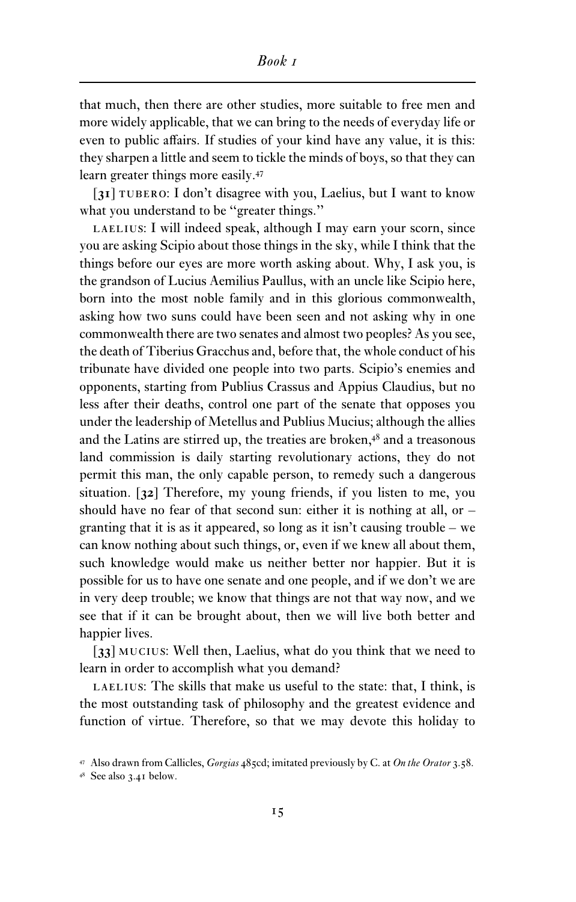that much, then there are other studies, more suitable to free men and more widely applicable, that we can bring to the needs of everyday life or even to public affairs. If studies of your kind have any value, it is this: they sharpen a little and seem to tickle the minds of boys, so that they can learn greater things more easily.[47]

**[31]** TUBERO: I don't disagree with you, Laelius, but I want to know what you understand to be "greater things."

LAELIUS: I will indeed speak, although I may earn your scorn, since you are asking Scipio about those things in the sky, while I think that the things before our eyes are more worth asking about. Why, I ask you, is the grandson of Lucius Aemilius Paullus, with an uncle like Scipio here, born into the most noble family and in this glorious commonwealth, asking how two suns could have been seen and not asking why in one commonwealth there are two senates and almost two peoples? As you see, the death of Tiberius Gracchus and, before that, the whole conduct of his tribunate have divided one people into two parts. Scipio's enemies and opponents, starting from Publius Crassus and Appius Claudius, but no less after their deaths, control one part of the senate that opposes you under the leadership of Metellus and Publius Mucius; although the allies and the Latins are stirred up, the treaties are broken,[48] and a treasonous land commission is daily starting revolutionary actions, they do not permit this man, the only capable person, to remedy such a dangerous situation. **[32]** Therefore, my young friends, if you listen to me, you should have no fear of that second sun: either it is nothing at all, or – granting that it is as it appeared, so long as it isn't causing trouble – we can know nothing about such things, or, even if we knew all about them, such knowledge would make us neither better nor happier. But it is possible for us to have one senate and one people, and if we don't we are in very deep trouble; we know that things are not that way now, and we see that if it can be brought about, then we will live both better and happier lives.

**[33]** MUCIUS: Well then, Laelius, what do you think that we need to learn in order to accomplish what you demand?

LAELIUS: The skills that make us useful to the state: that, I think, is the most outstanding task of philosophy and the greatest evidence and function of virtue. Therefore, so that we may devote this holiday to

[47] Also drawn from Callicles, *Gorgias* 485cd; imitated previously by C. at *On the Orator* 3.58.

[48] See also 3.41 below.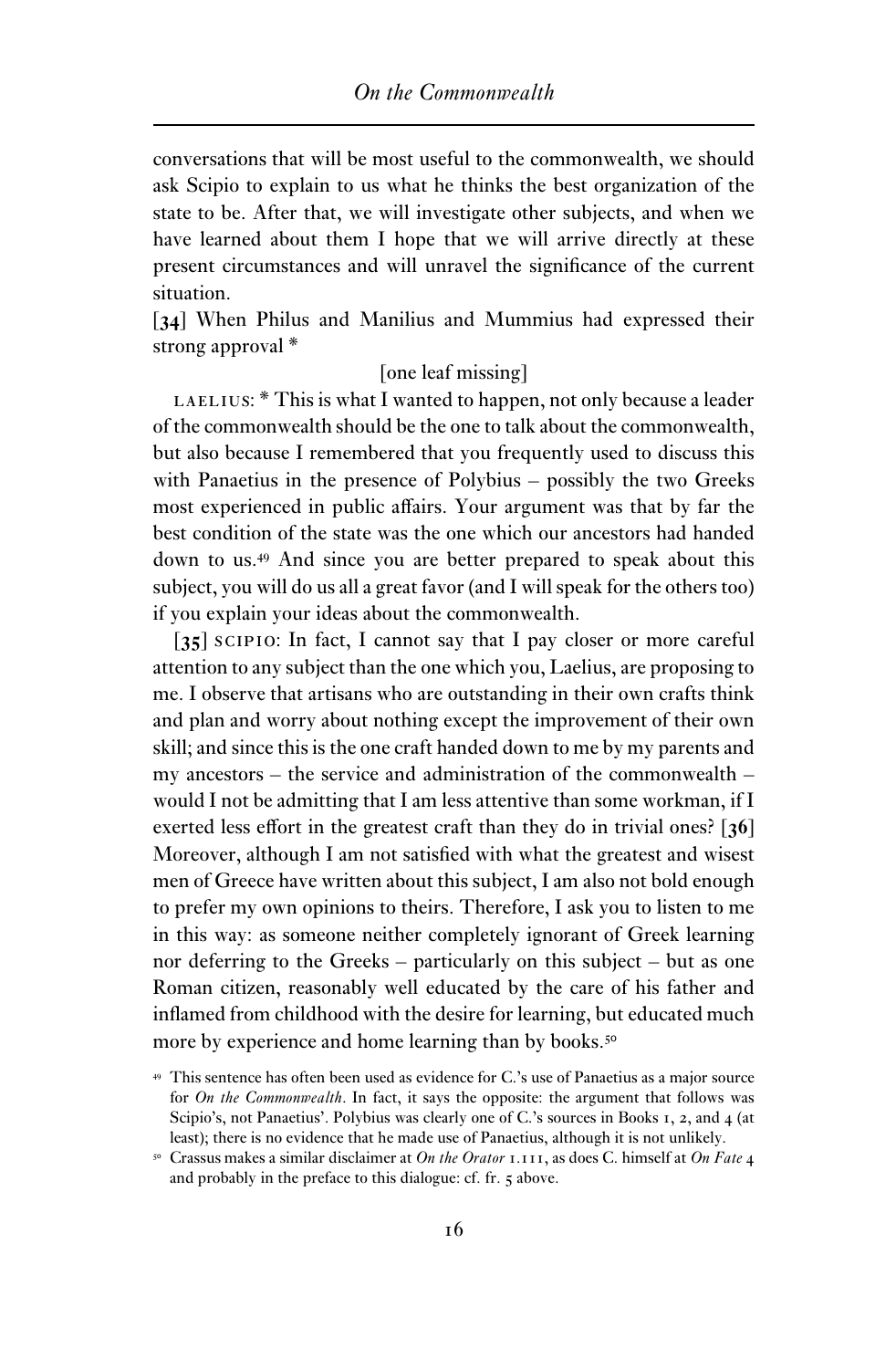conversations that will be most useful to the commonwealth, we should ask Scipio to explain to us what he thinks the best organization of the state to be. After that, we will investigate other subjects, and when we have learned about them I hope that we will arrive directly at these present circumstances and will unravel the significance of the current situation.

**[34]** When Philus and Manilius and Mummius had expressed their strong approval *

[one leaf missing]

LAELIUS: * This is what I wanted to happen, not only because a leader of the commonwealth should be the one to talk about the commonwealth, but also because I remembered that you frequently used to discuss this with Panaetius in the presence of Polybius – possibly the two Greeks most experienced in public affairs. Your argument was that by far the best condition of the state was the one which our ancestors had handed down to us.[49] And since you are better prepared to speak about this subject, you will do us all a great favor (and I will speak for the others too) if you explain your ideas about the commonwealth.

**[35]** SCIPIO: In fact, I cannot say that I pay closer or more careful attention to any subject than the one which you, Laelius, are proposing to me. I observe that artisans who are outstanding in their own crafts think and plan and worry about nothing except the improvement of their own skill; and since this is the one craft handed down to me by my parents and my ancestors – the service and administration of the commonwealth – would I not be admitting that I am less attentive than some workman, if I exerted less effort in the greatest craft than they do in trivial ones? **[36]** Moreover, although I am not satisfied with what the greatest and wisest men of Greece have written about this subject, I am also not bold enough to prefer my own opinions to theirs. Therefore, I ask you to listen to me in this way: as someone neither completely ignorant of Greek learning nor deferring to the Greeks – particularly on this subject – but as one Roman citizen, reasonably well educated by the care of his father and inflamed from childhood with the desire for learning, but educated much more by experience and home learning than by books.[50]

[49] This sentence has often been used as evidence for C.'s use of Panaetius as a major source for *On the Commonwealth*. In fact, it says the opposite: the argument that follows was Scipio's, not Panaetius'. Polybius was clearly one of C.'s sources in Books 1, 2, and 4 (at least); there is no evidence that he made use of Panaetius, although it is not unlikely.

[50] Crassus makes a similar disclaimer at *On the Orator* 1.111, as does C. himself at *On Fate* 4 and probably in the preface to this dialogue: cf. fr. 5 above.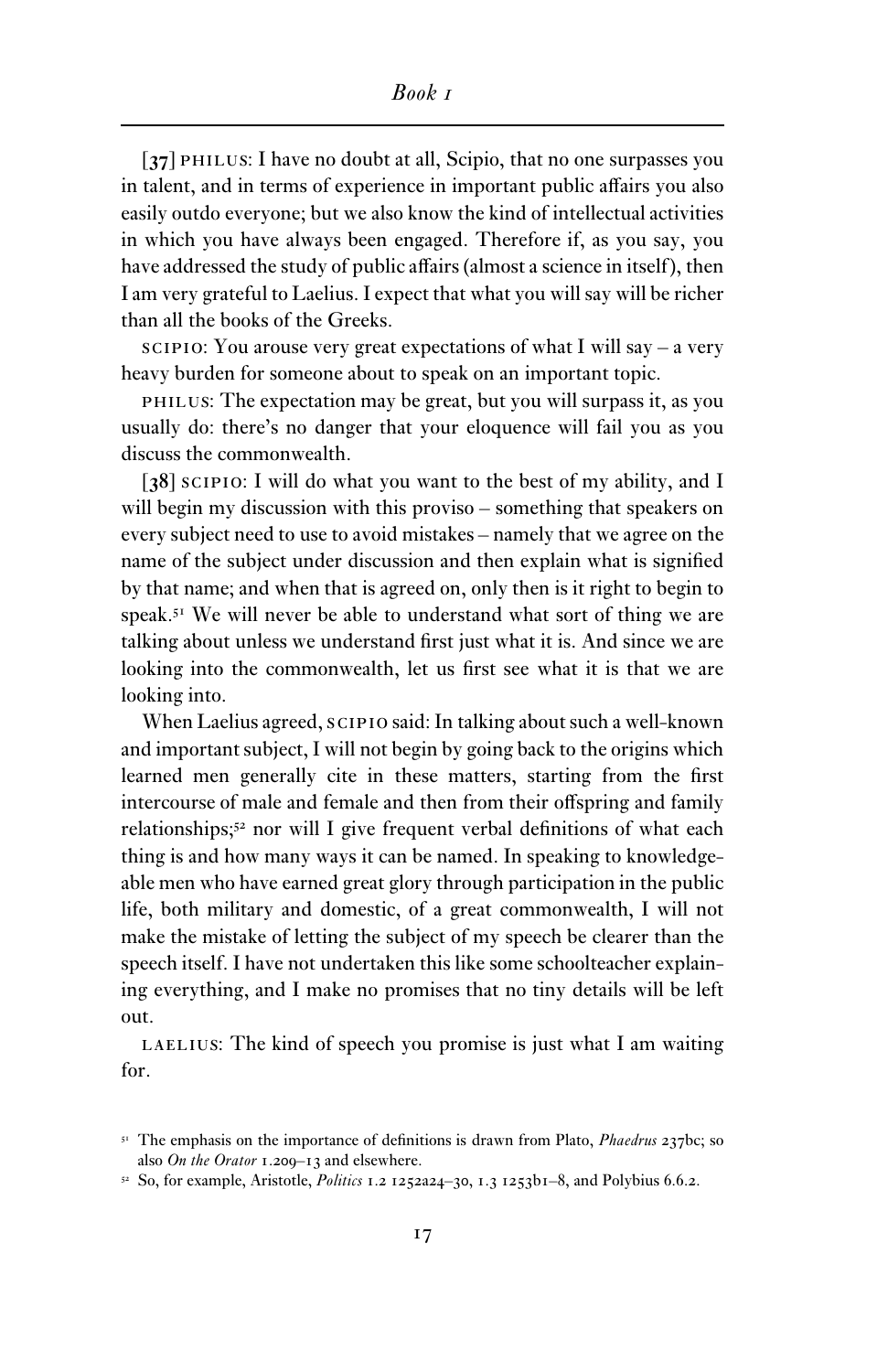[37] PHILUS: I have no doubt at all, Scipio, that no one surpasses you in talent, and in terms of experience in important public affairs you also easily outdo everyone; but we also know the kind of intellectual activities in which you have always been engaged. Therefore if, as you say, you have addressed the study of public affairs (almost a science in itself), then I am very grateful to Laelius. I expect that what you will say will be richer than all the books of the Greeks.

SCIPIO: You arouse very great expectations of what I will say – a very heavy burden for someone about to speak on an important topic.

PHILUS: The expectation may be great, but you will surpass it, as you usually do: there's no danger that your eloquence will fail you as you discuss the commonwealth.

[38] SCIPIO: I will do what you want to the best of my ability, and I will begin my discussion with this proviso – something that speakers on every subject need to use to avoid mistakes – namely that we agree on the name of the subject under discussion and then explain what is signified by that name; and when that is agreed on, only then is it right to begin to speak.[51] We will never be able to understand what sort of thing we are talking about unless we understand first just what it is. And since we are looking into the commonwealth, let us first see what it is that we are looking into.

When Laelius agreed, SCIPIO said: In talking about such a well-known and important subject, I will not begin by going back to the origins which learned men generally cite in these matters, starting from the first intercourse of male and female and then from their offspring and family relationships;[52] nor will I give frequent verbal definitions of what each thing is and how many ways it can be named. In speaking to knowledgeable men who have earned great glory through participation in the public life, both military and domestic, of a great commonwealth, I will not make the mistake of letting the subject of my speech be clearer than the speech itself. I have not undertaken this like some schoolteacher explaining everything, and I make no promises that no tiny details will be left out.

LAELIUS: The kind of speech you promise is just what I am waiting for.

[51] The emphasis on the importance of definitions is drawn from Plato, *Phaedrus* 237bc; so also *On the Orator* 1.209–13 and elsewhere.

[52] So, for example, Aristotle, *Politics* 1.2 1252a24–30, 1.3 1253b1–8, and Polybius 6.6.2.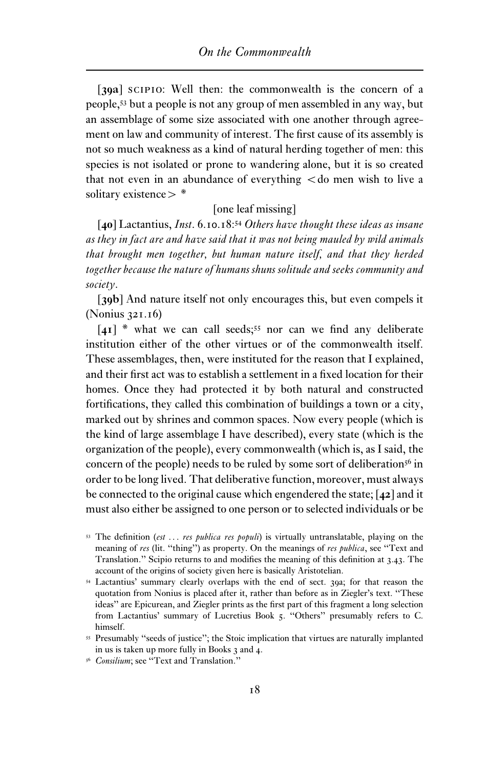**[39a]** SCIPIO: Well then: the commonwealth is the concern of a people,[53] but a people is not any group of men assembled in any way, but an assemblage of some size associated with one another through agreement on law and community of interest. The first cause of its assembly is not so much weakness as a kind of natural herding together of men: this species is not isolated or prone to wandering alone, but it is so created that not even in an abundance of everything <do men wish to live a solitary existence> *

[one leaf missing]

**[40]** Lactantius, *Inst*. 6.10.18:[54] *Others have thought these ideas as insane as they in fact are and have said that it was not being mauled by wild animals that brought men together, but human nature itself, and that they herded together because the nature of humans shuns solitude and seeks community and society.*

**[39b]** And nature itself not only encourages this, but even compels it (Nonius 321.16)

**[41]** * what we can call seeds;[55] nor can we find any deliberate institution either of the other virtues or of the commonwealth itself. These assemblages, then, were instituted for the reason that I explained, and their first act was to establish a settlement in a fixed location for their homes. Once they had protected it by both natural and constructed fortifications, they called this combination of buildings a town or a city, marked out by shrines and common spaces. Now every people (which is the kind of large assemblage I have described), every state (which is the organization of the people), every commonwealth (which is, as I said, the concern of the people) needs to be ruled by some sort of deliberation[56] in order to be long lived. That deliberative function, moreover, must always be connected to the original cause which engendered the state; **[42]** and it must also either be assigned to one person or to selected individuals or be

---

[53] The definition (*est ... res publica res populi*) is virtually untranslatable, playing on the meaning of *res* (lit. "thing") as property. On the meanings of *res publica*, see "Text and Translation." Scipio returns to and modifies the meaning of this definition at 3.43. The account of the origins of society given here is basically Aristotelian.

[54] Lactantius' summary clearly overlaps with the end of sect. 39a; for that reason the quotation from Nonius is placed after it, rather than before as in Ziegler's text. "These ideas" are Epicurean, and Ziegler prints as the first part of this fragment a long selection from Lactantius' summary of Lucretius Book 5. "Others" presumably refers to C. himself.

[55] Presumably "seeds of justice"; the Stoic implication that virtues are naturally implanted in us is taken up more fully in Books 3 and 4.

[56] *Consilium*; see "Text and Translation."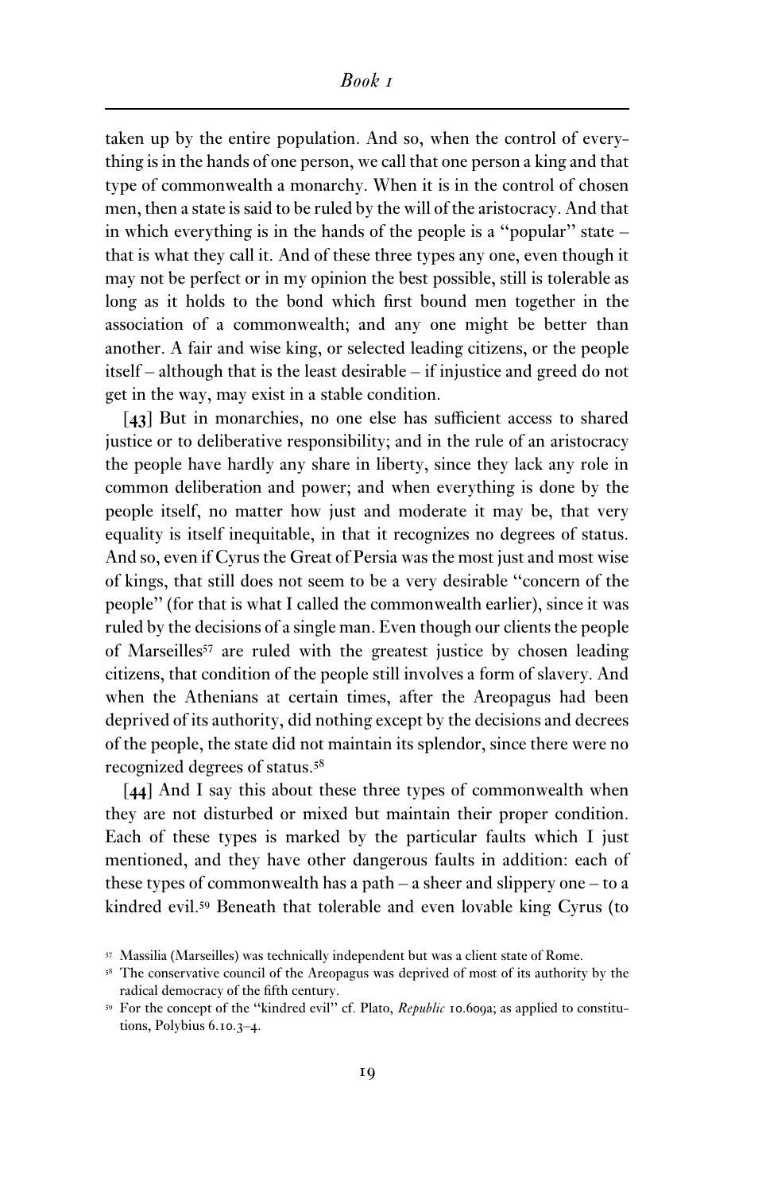taken up by the entire population. And so, when the control of everything is in the hands of one person, we call that one person a king and that type of commonwealth a monarchy. When it is in the control of chosen men, then a state is said to be ruled by the will of the aristocracy. And that in which everything is in the hands of the people is a "popular" state – that is what they call it. And of these three types any one, even though it may not be perfect or in my opinion the best possible, still is tolerable as long as it holds to the bond which first bound men together in the association of a commonwealth; and any one might be better than another. A fair and wise king, or selected leading citizens, or the people itself – although that is the least desirable – if injustice and greed do not get in the way, may exist in a stable condition.

**[43]** But in monarchies, no one else has sufficient access to shared justice or to deliberative responsibility; and in the rule of an aristocracy the people have hardly any share in liberty, since they lack any role in common deliberation and power; and when everything is done by the people itself, no matter how just and moderate it may be, that very equality is itself inequitable, in that it recognizes no degrees of status. And so, even if Cyrus the Great of Persia was the most just and most wise of kings, that still does not seem to be a very desirable "concern of the people" (for that is what I called the commonwealth earlier), since it was ruled by the decisions of a single man. Even though our clients the people of Marseilles[57] are ruled with the greatest justice by chosen leading citizens, that condition of the people still involves a form of slavery. And when the Athenians at certain times, after the Areopagus had been deprived of its authority, did nothing except by the decisions and decrees of the people, the state did not maintain its splendor, since there were no recognized degrees of status.[58]

**[44]** And I say this about these three types of commonwealth when they are not disturbed or mixed but maintain their proper condition. Each of these types is marked by the particular faults which I just mentioned, and they have other dangerous faults in addition: each of these types of commonwealth has a path – a sheer and slippery one – to a kindred evil.[59] Beneath that tolerable and even lovable king Cyrus (to

---

[57] Massilia (Marseilles) was technically independent but was a client state of Rome.

[58] The conservative council of the Areopagus was deprived of most of its authority by the radical democracy of the fifth century.

[59] For the concept of the "kindred evil" cf. Plato, *Republic* 10.609a; as applied to constitutions, Polybius 6.10.3–4.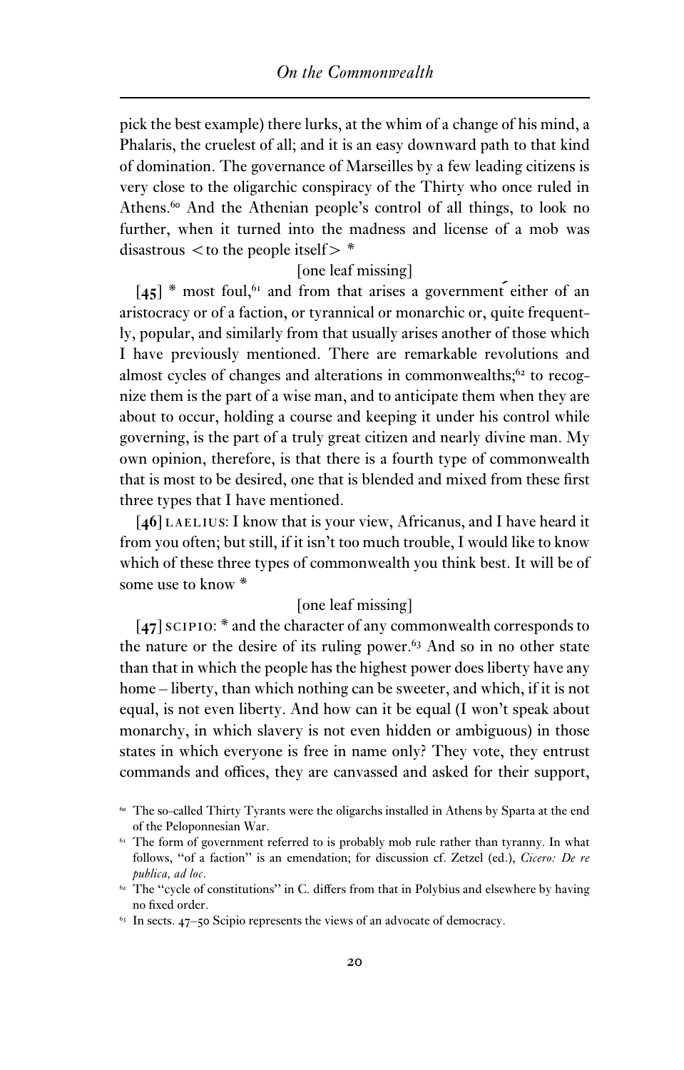pick the best example) there lurks, at the whim of a change of his mind, a Phalaris, the cruelest of all; and it is an easy downward path to that kind of domination. The governance of Marseilles by a few leading citizens is very close to the oligarchic conspiracy of the Thirty who once ruled in Athens.[60] And the Athenian people's control of all things, to look no further, when it turned into the madness and license of a mob was disastrous < to the people itself > *

[one leaf missing]

**[45]** * most foul,[61] and from that arises a government either of an aristocracy or of a faction, or tyrannical or monarchic or, quite frequently, popular, and similarly from that usually arises another of those which I have previously mentioned. There are remarkable revolutions and almost cycles of changes and alterations in commonwealths;[62] to recognize them is the part of a wise man, and to anticipate them when they are about to occur, holding a course and keeping it under his control while governing, is the part of a truly great citizen and nearly divine man. My own opinion, therefore, is that there is a fourth type of commonwealth that is most to be desired, one that is blended and mixed from these first three types that I have mentioned.

**[46]** LAELIUS: I know that is your view, Africanus, and I have heard it from you often; but still, if it isn't too much trouble, I would like to know which of these three types of commonwealth you think best. It will be of some use to know *

[one leaf missing]

**[47]** SCIPIO: * and the character of any commonwealth corresponds to the nature or the desire of its ruling power.[63] And so in no other state than that in which the people has the highest power does liberty have any home – liberty, than which nothing can be sweeter, and which, if it is not equal, is not even liberty. And how can it be equal (I won't speak about monarchy, in which slavery is not even hidden or ambiguous) in those states in which everyone is free in name only? They vote, they entrust commands and offices, they are canvassed and asked for their support,

[60] The so-called Thirty Tyrants were the oligarchs installed in Athens by Sparta at the end of the Peloponnesian War.

[61] The form of government referred to is probably mob rule rather than tyranny. In what follows, "of a faction" is an emendation; for discussion cf. Zetzel (ed.), *Cicero: De re publica, ad loc*.

[62] The "cycle of constitutions" in C. differs from that in Polybius and elsewhere by having no fixed order.

[63] In sects. 47–50 Scipio represents the views of an advocate of democracy.